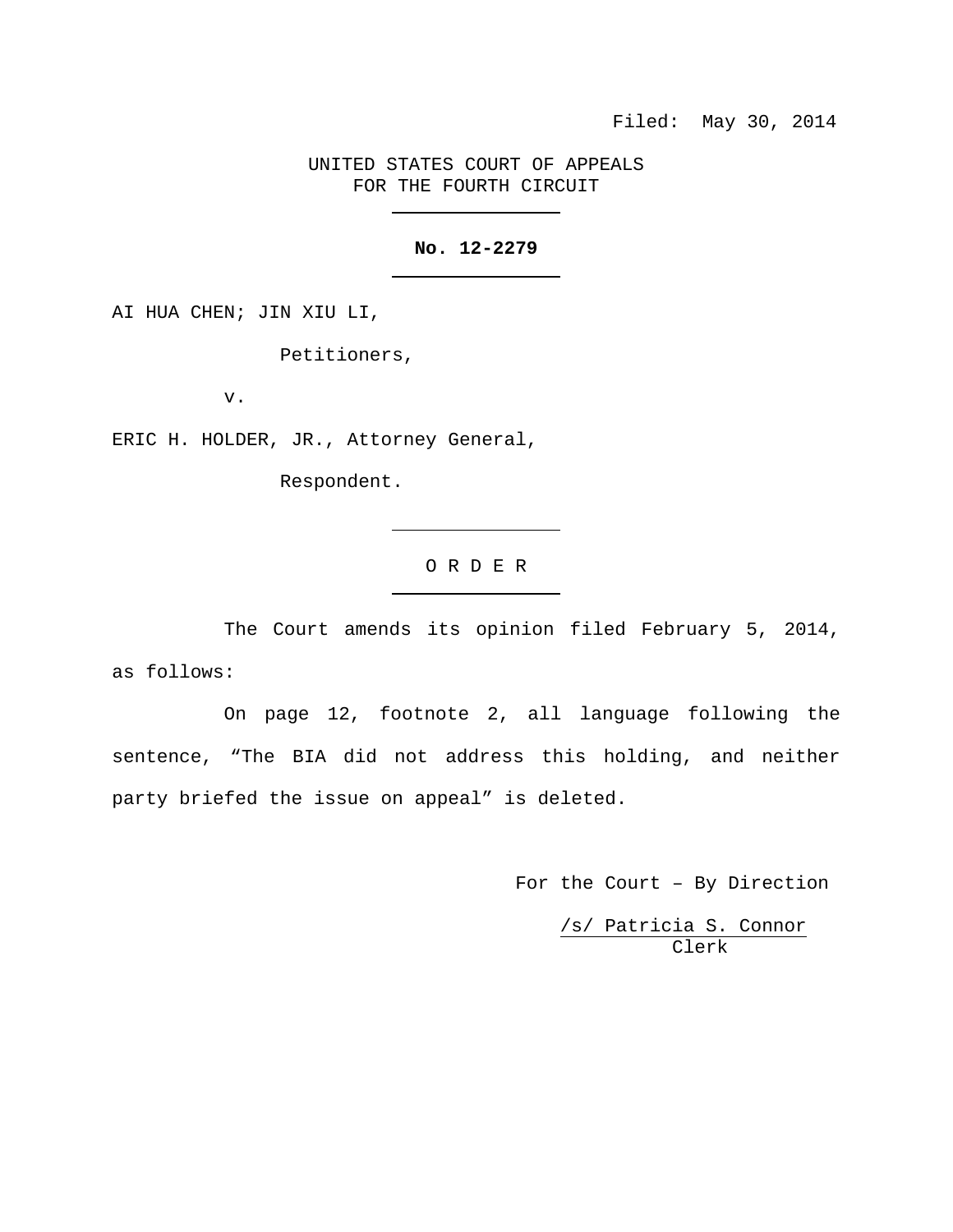Filed: May 30, 2014

UNITED STATES COURT OF APPEALS
FOR THE FOURTH CIRCUIT

**No. 12-2279**

AI HUA CHEN; JIN XIU LI,

Petitioners,

v.

ERIC H. HOLDER, JR., Attorney General,

Respondent.

O R D E R

The Court amends its opinion filed February 5, 2014, as follows:

On page 12, footnote 2, all language following the sentence, "The BIA did not address this holding, and neither party briefed the issue on appeal" is deleted.

For the Court – By Direction

/s/ Patricia S. Connor
Clerk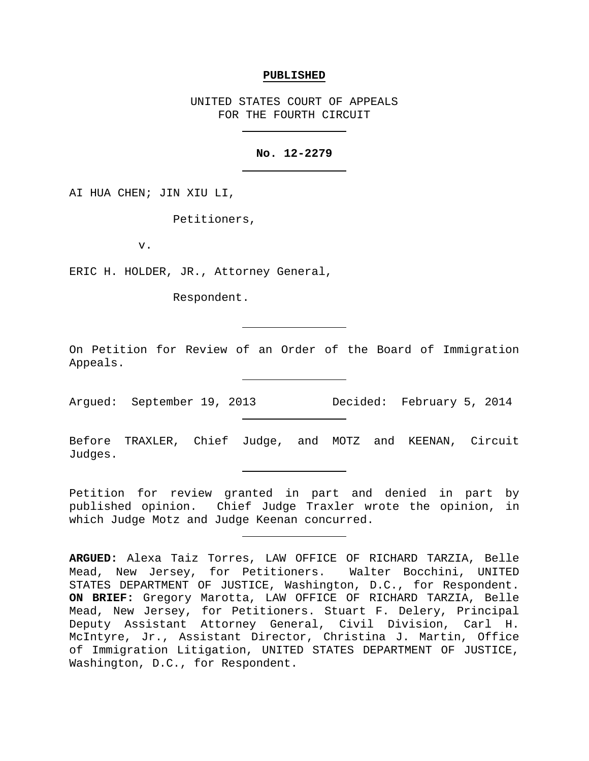**PUBLISHED**

UNITED STATES COURT OF APPEALS
FOR THE FOURTH CIRCUIT

**No. 12-2279**

AI HUA CHEN; JIN XIU LI,

Petitioners,

v.

ERIC H. HOLDER, JR., Attorney General,

Respondent.

On Petition for Review of an Order of the Board of Immigration Appeals.

Argued: September 19, 2013 Decided: February 5, 2014

Before TRAXLER, Chief Judge, and MOTZ and KEENAN, Circuit Judges.

Petition for review granted in part and denied in part by published opinion. Chief Judge Traxler wrote the opinion, in which Judge Motz and Judge Keenan concurred.

**ARGUED:** Alexa Taiz Torres, LAW OFFICE OF RICHARD TARZIA, Belle Mead, New Jersey, for Petitioners. Walter Bocchini, UNITED STATES DEPARTMENT OF JUSTICE, Washington, D.C., for Respondent. **ON BRIEF:** Gregory Marotta, LAW OFFICE OF RICHARD TARZIA, Belle Mead, New Jersey, for Petitioners. Stuart F. Delery, Principal Deputy Assistant Attorney General, Civil Division, Carl H. McIntyre, Jr., Assistant Director, Christina J. Martin, Office of Immigration Litigation, UNITED STATES DEPARTMENT OF JUSTICE, Washington, D.C., for Respondent.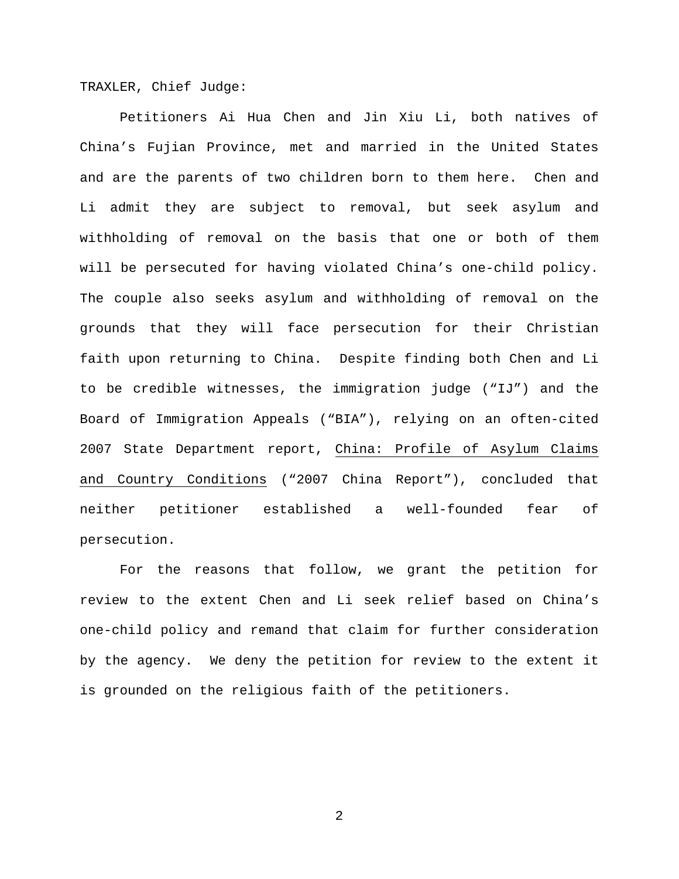TRAXLER, Chief Judge:

Petitioners Ai Hua Chen and Jin Xiu Li, both natives of China's Fujian Province, met and married in the United States and are the parents of two children born to them here. Chen and Li admit they are subject to removal, but seek asylum and withholding of removal on the basis that one or both of them will be persecuted for having violated China's one-child policy. The couple also seeks asylum and withholding of removal on the grounds that they will face persecution for their Christian faith upon returning to China. Despite finding both Chen and Li to be credible witnesses, the immigration judge ("IJ") and the Board of Immigration Appeals ("BIA"), relying on an often-cited 2007 State Department report, <u>China: Profile of Asylum Claims and Country Conditions</u> ("2007 China Report"), concluded that neither petitioner established a well-founded fear of persecution.

For the reasons that follow, we grant the petition for review to the extent Chen and Li seek relief based on China's one-child policy and remand that claim for further consideration by the agency. We deny the petition for review to the extent it is grounded on the religious faith of the petitioners.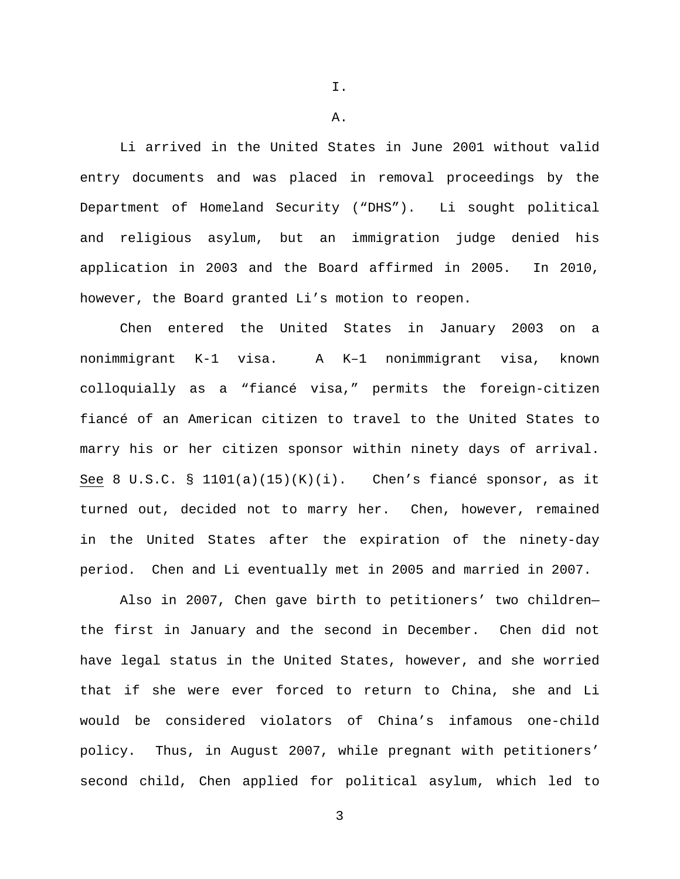I.

A.

Li arrived in the United States in June 2001 without valid entry documents and was placed in removal proceedings by the Department of Homeland Security ("DHS"). Li sought political and religious asylum, but an immigration judge denied his application in 2003 and the Board affirmed in 2005. In 2010, however, the Board granted Li's motion to reopen.

Chen entered the United States in January 2003 on a nonimmigrant K-1 visa. A K–1 nonimmigrant visa, known colloquially as a "fiancé visa," permits the foreign-citizen fiancé of an American citizen to travel to the United States to marry his or her citizen sponsor within ninety days of arrival. See 8 U.S.C. § 1101(a)(15)(K)(i). Chen's fiancé sponsor, as it turned out, decided not to marry her. Chen, however, remained in the United States after the expiration of the ninety-day period. Chen and Li eventually met in 2005 and married in 2007.

Also in 2007, Chen gave birth to petitioners' two children—the first in January and the second in December. Chen did not have legal status in the United States, however, and she worried that if she were ever forced to return to China, she and Li would be considered violators of China's infamous one-child policy. Thus, in August 2007, while pregnant with petitioners' second child, Chen applied for political asylum, which led to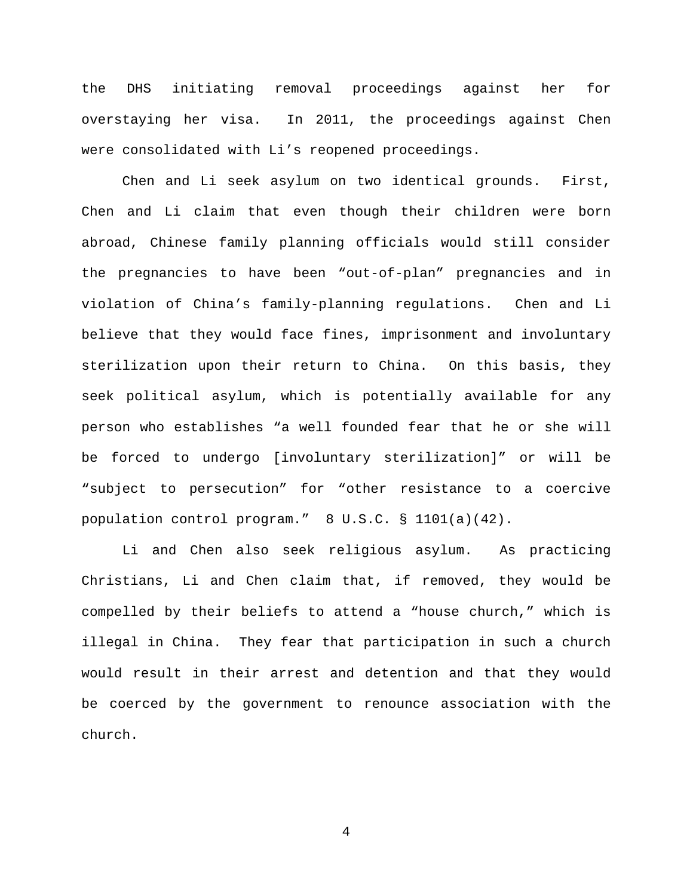the DHS initiating removal proceedings against her for overstaying her visa. In 2011, the proceedings against Chen were consolidated with Li's reopened proceedings.

Chen and Li seek asylum on two identical grounds. First, Chen and Li claim that even though their children were born abroad, Chinese family planning officials would still consider the pregnancies to have been "out-of-plan" pregnancies and in violation of China's family-planning regulations. Chen and Li believe that they would face fines, imprisonment and involuntary sterilization upon their return to China. On this basis, they seek political asylum, which is potentially available for any person who establishes "a well founded fear that he or she will be forced to undergo [involuntary sterilization]" or will be "subject to persecution" for "other resistance to a coercive population control program." 8 U.S.C. § 1101(a)(42).

Li and Chen also seek religious asylum. As practicing Christians, Li and Chen claim that, if removed, they would be compelled by their beliefs to attend a "house church," which is illegal in China. They fear that participation in such a church would result in their arrest and detention and that they would be coerced by the government to renounce association with the church.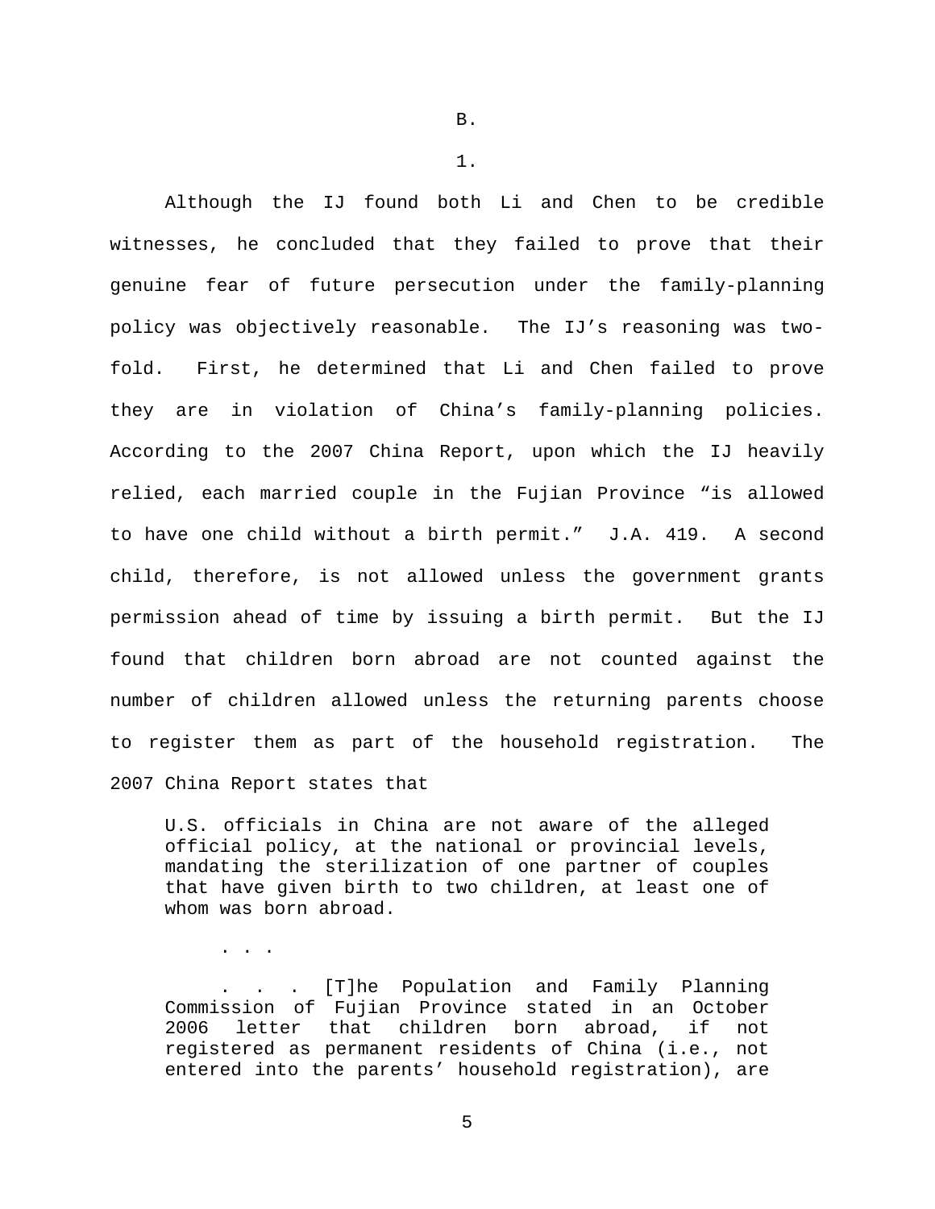B.

1.

Although the IJ found both Li and Chen to be credible witnesses, he concluded that they failed to prove that their genuine fear of future persecution under the family-planning policy was objectively reasonable. The IJ's reasoning was two-fold. First, he determined that Li and Chen failed to prove they are in violation of China's family-planning policies. According to the 2007 China Report, upon which the IJ heavily relied, each married couple in the Fujian Province "is allowed to have one child without a birth permit." J.A. 419. A second child, therefore, is not allowed unless the government grants permission ahead of time by issuing a birth permit. But the IJ found that children born abroad are not counted against the number of children allowed unless the returning parents choose to register them as part of the household registration. The 2007 China Report states that

> U.S. officials in China are not aware of the alleged official policy, at the national or provincial levels, mandating the sterilization of one partner of couples that have given birth to two children, at least one of whom was born abroad.
>
> . . .
>
> . . . [T]he Population and Family Planning Commission of Fujian Province stated in an October 2006 letter that children born abroad, if not registered as permanent residents of China (i.e., not entered into the parents' household registration), are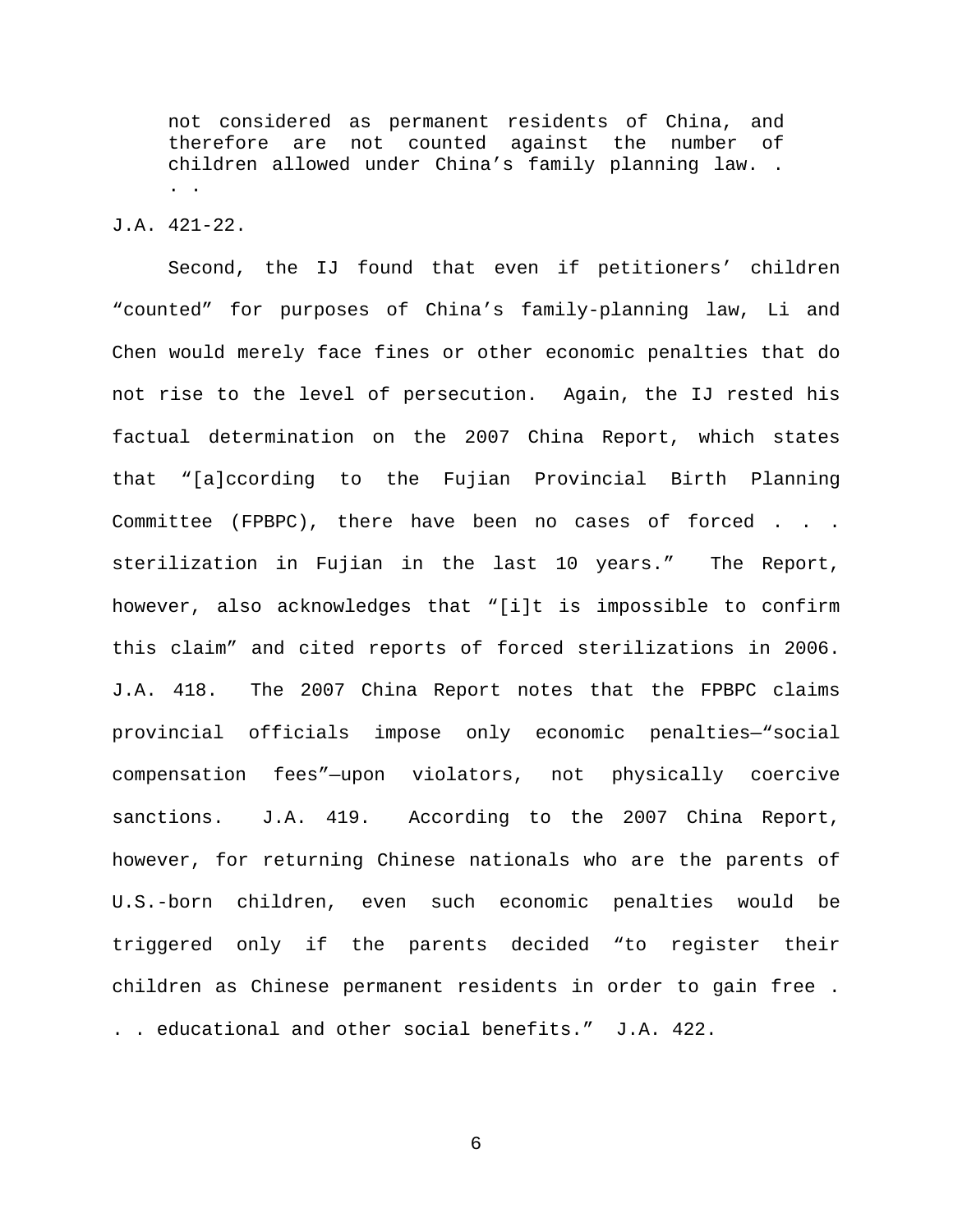> not considered as permanent residents of China, and therefore are not counted against the number of children allowed under China's family planning law. . . .

J.A. 421-22.

Second, the IJ found that even if petitioners' children "counted" for purposes of China's family-planning law, Li and Chen would merely face fines or other economic penalties that do not rise to the level of persecution. Again, the IJ rested his factual determination on the 2007 China Report, which states that "[a]ccording to the Fujian Provincial Birth Planning Committee (FPBPC), there have been no cases of forced . . . sterilization in Fujian in the last 10 years." The Report, however, also acknowledges that "[i]t is impossible to confirm this claim" and cited reports of forced sterilizations in 2006. J.A. 418. The 2007 China Report notes that the FPBPC claims provincial officials impose only economic penalties—"social compensation fees"—upon violators, not physically coercive sanctions. J.A. 419. According to the 2007 China Report, however, for returning Chinese nationals who are the parents of U.S.-born children, even such economic penalties would be triggered only if the parents decided "to register their children as Chinese permanent residents in order to gain free . . . educational and other social benefits." J.A. 422.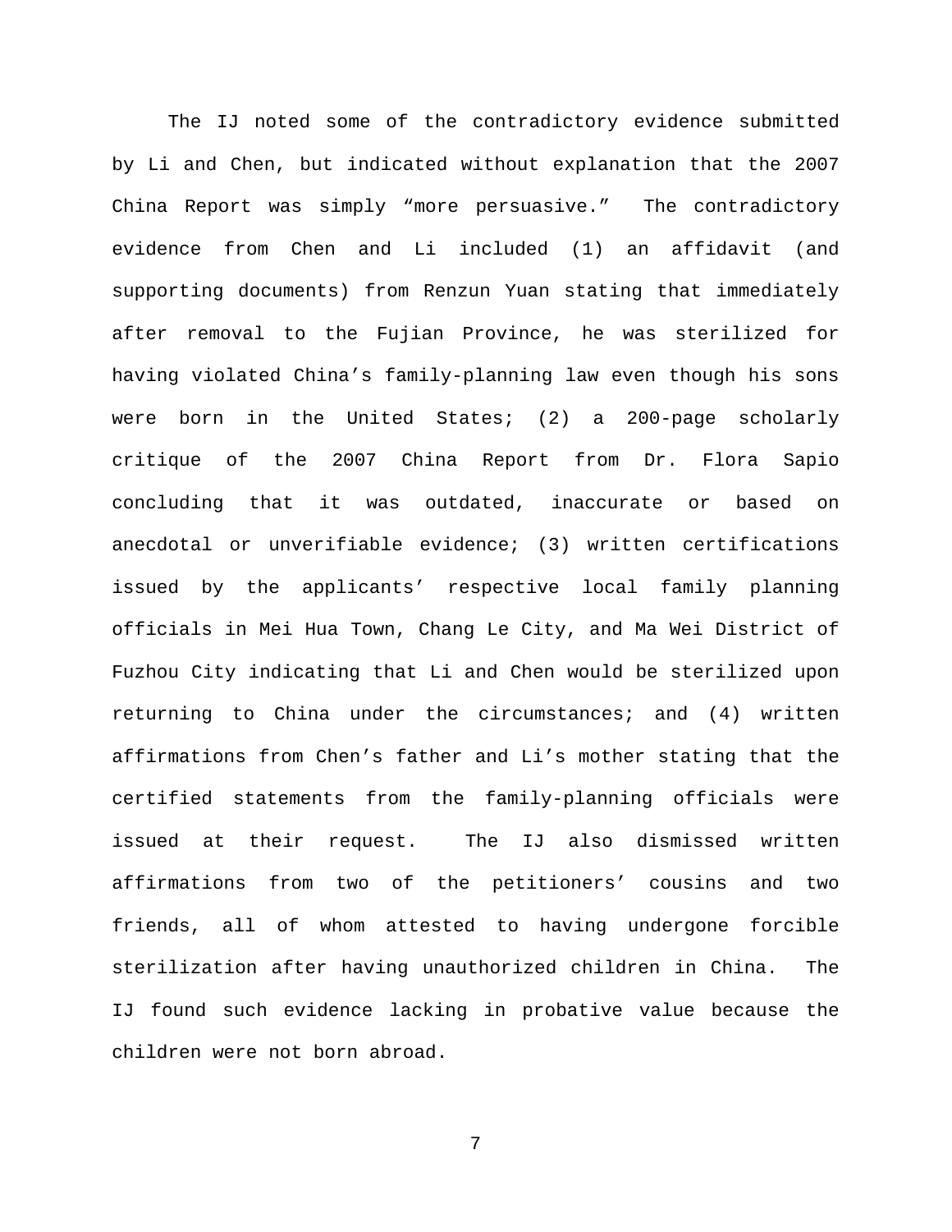The IJ noted some of the contradictory evidence submitted by Li and Chen, but indicated without explanation that the 2007 China Report was simply "more persuasive." The contradictory evidence from Chen and Li included (1) an affidavit (and supporting documents) from Renzun Yuan stating that immediately after removal to the Fujian Province, he was sterilized for having violated China's family-planning law even though his sons were born in the United States; (2) a 200-page scholarly critique of the 2007 China Report from Dr. Flora Sapio concluding that it was outdated, inaccurate or based on anecdotal or unverifiable evidence; (3) written certifications issued by the applicants' respective local family planning officials in Mei Hua Town, Chang Le City, and Ma Wei District of Fuzhou City indicating that Li and Chen would be sterilized upon returning to China under the circumstances; and (4) written affirmations from Chen's father and Li's mother stating that the certified statements from the family-planning officials were issued at their request. The IJ also dismissed written affirmations from two of the petitioners' cousins and two friends, all of whom attested to having undergone forcible sterilization after having unauthorized children in China. The IJ found such evidence lacking in probative value because the children were not born abroad.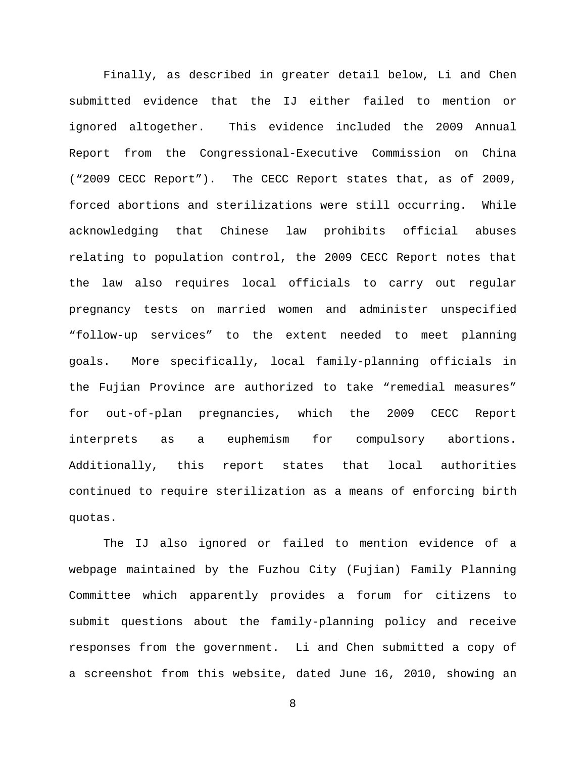Finally, as described in greater detail below, Li and Chen submitted evidence that the IJ either failed to mention or ignored altogether. This evidence included the 2009 Annual Report from the Congressional-Executive Commission on China ("2009 CECC Report"). The CECC Report states that, as of 2009, forced abortions and sterilizations were still occurring. While acknowledging that Chinese law prohibits official abuses relating to population control, the 2009 CECC Report notes that the law also requires local officials to carry out regular pregnancy tests on married women and administer unspecified "follow-up services" to the extent needed to meet planning goals. More specifically, local family-planning officials in the Fujian Province are authorized to take "remedial measures" for out-of-plan pregnancies, which the 2009 CECC Report interprets as a euphemism for compulsory abortions. Additionally, this report states that local authorities continued to require sterilization as a means of enforcing birth quotas.

The IJ also ignored or failed to mention evidence of a webpage maintained by the Fuzhou City (Fujian) Family Planning Committee which apparently provides a forum for citizens to submit questions about the family-planning policy and receive responses from the government. Li and Chen submitted a copy of a screenshot from this website, dated June 16, 2010, showing an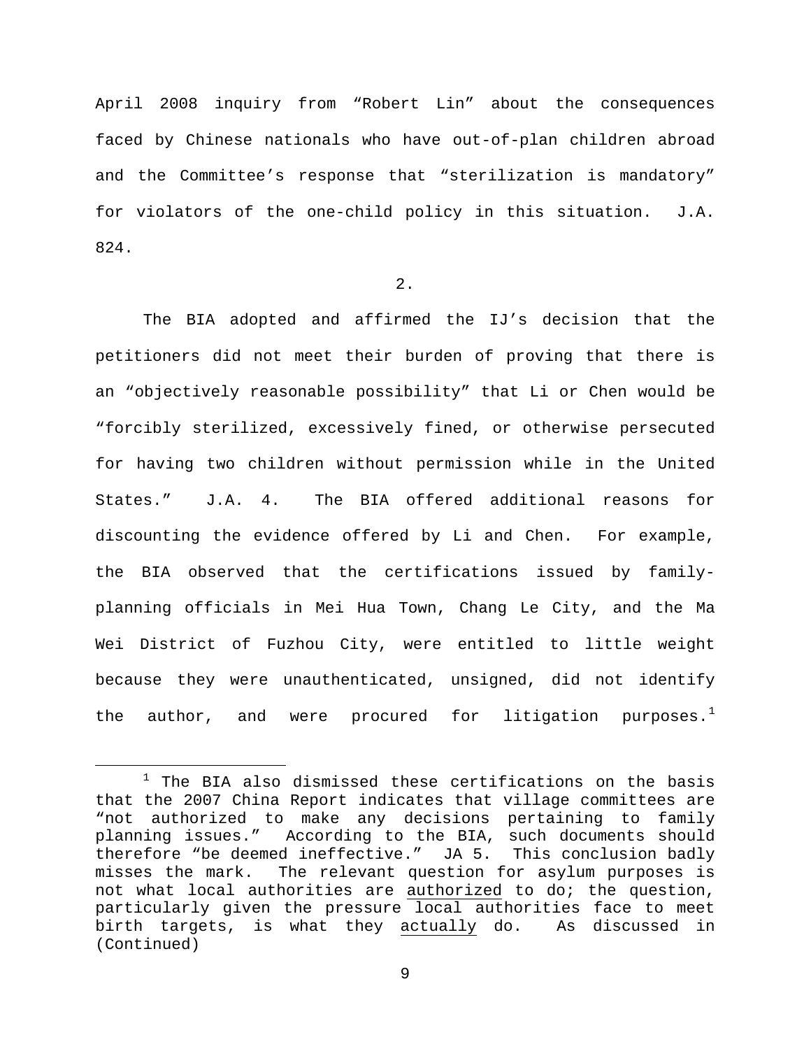April 2008 inquiry from "Robert Lin" about the consequences faced by Chinese nationals who have out-of-plan children abroad and the Committee's response that "sterilization is mandatory" for violators of the one-child policy in this situation. J.A. 824.

2.

The BIA adopted and affirmed the IJ's decision that the petitioners did not meet their burden of proving that there is an "objectively reasonable possibility" that Li or Chen would be "forcibly sterilized, excessively fined, or otherwise persecuted for having two children without permission while in the United States." J.A. 4. The BIA offered additional reasons for discounting the evidence offered by Li and Chen. For example, the BIA observed that the certifications issued by family-planning officials in Mei Hua Town, Chang Le City, and the Ma Wei District of Fuzhou City, were entitled to little weight because they were unauthenticated, unsigned, did not identify the author, and were procured for litigation purposes.[1]

---

[1] The BIA also dismissed these certifications on the basis that the 2007 China Report indicates that village committees are "not authorized to make any decisions pertaining to family planning issues." According to the BIA, such documents should therefore "be deemed ineffective." JA 5. This conclusion badly misses the mark. The relevant question for asylum purposes is not what local authorities are <u>authorized</u> to do; the question, particularly given the pressure local authorities face to meet birth targets, is what they <u>actually</u> do. As discussed in (Continued)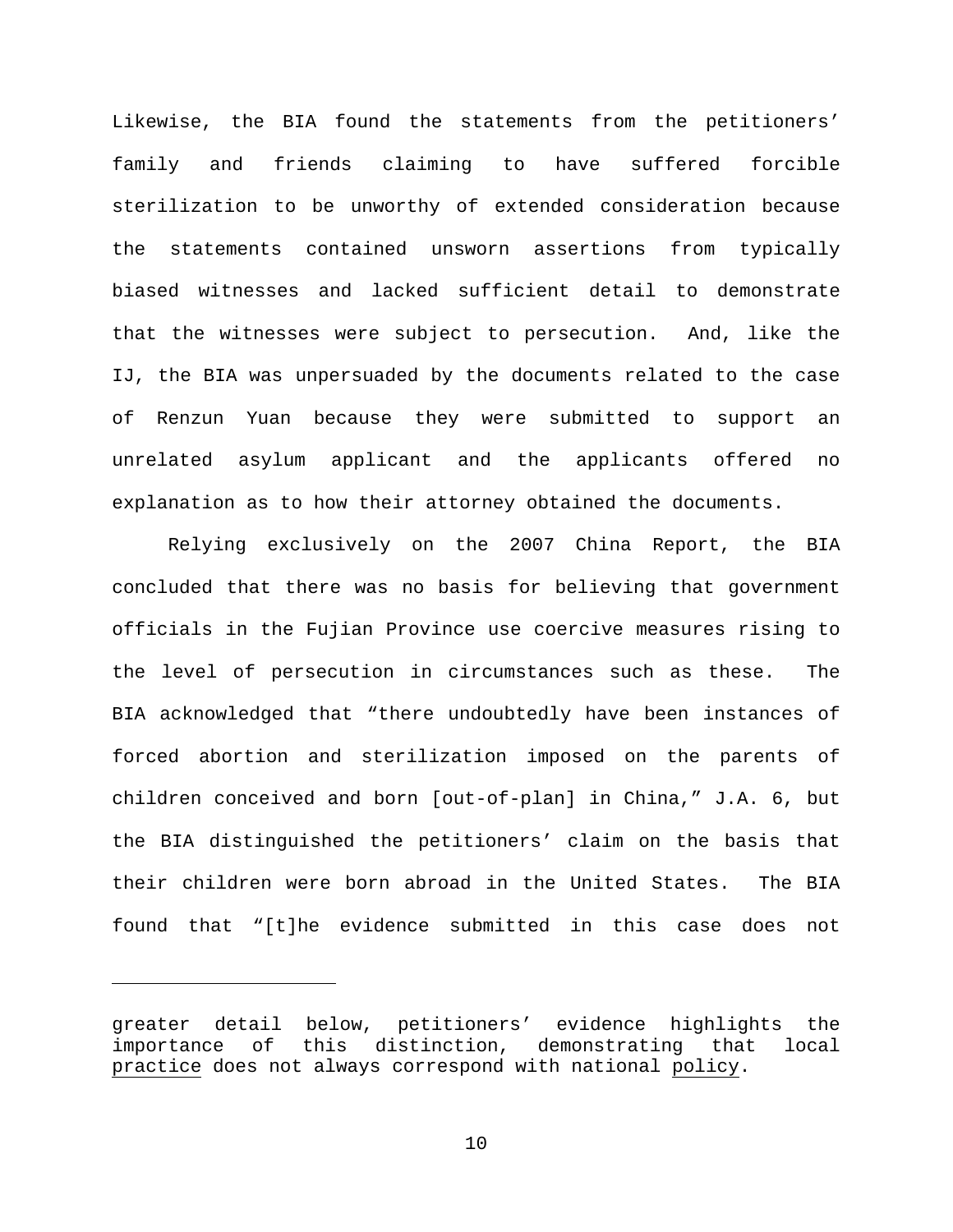Likewise, the BIA found the statements from the petitioners' family and friends claiming to have suffered forcible sterilization to be unworthy of extended consideration because the statements contained unsworn assertions from typically biased witnesses and lacked sufficient detail to demonstrate that the witnesses were subject to persecution. And, like the IJ, the BIA was unpersuaded by the documents related to the case of Renzun Yuan because they were submitted to support an unrelated asylum applicant and the applicants offered no explanation as to how their attorney obtained the documents.

Relying exclusively on the 2007 China Report, the BIA concluded that there was no basis for believing that government officials in the Fujian Province use coercive measures rising to the level of persecution in circumstances such as these. The BIA acknowledged that "there undoubtedly have been instances of forced abortion and sterilization imposed on the parents of children conceived and born [out-of-plan] in China," J.A. 6, but the BIA distinguished the petitioners' claim on the basis that their children were born abroad in the United States. The BIA found that "[t]he evidence submitted in this case does not

---

greater detail below, petitioners' evidence highlights the importance of this distinction, demonstrating that local practice does not always correspond with national policy.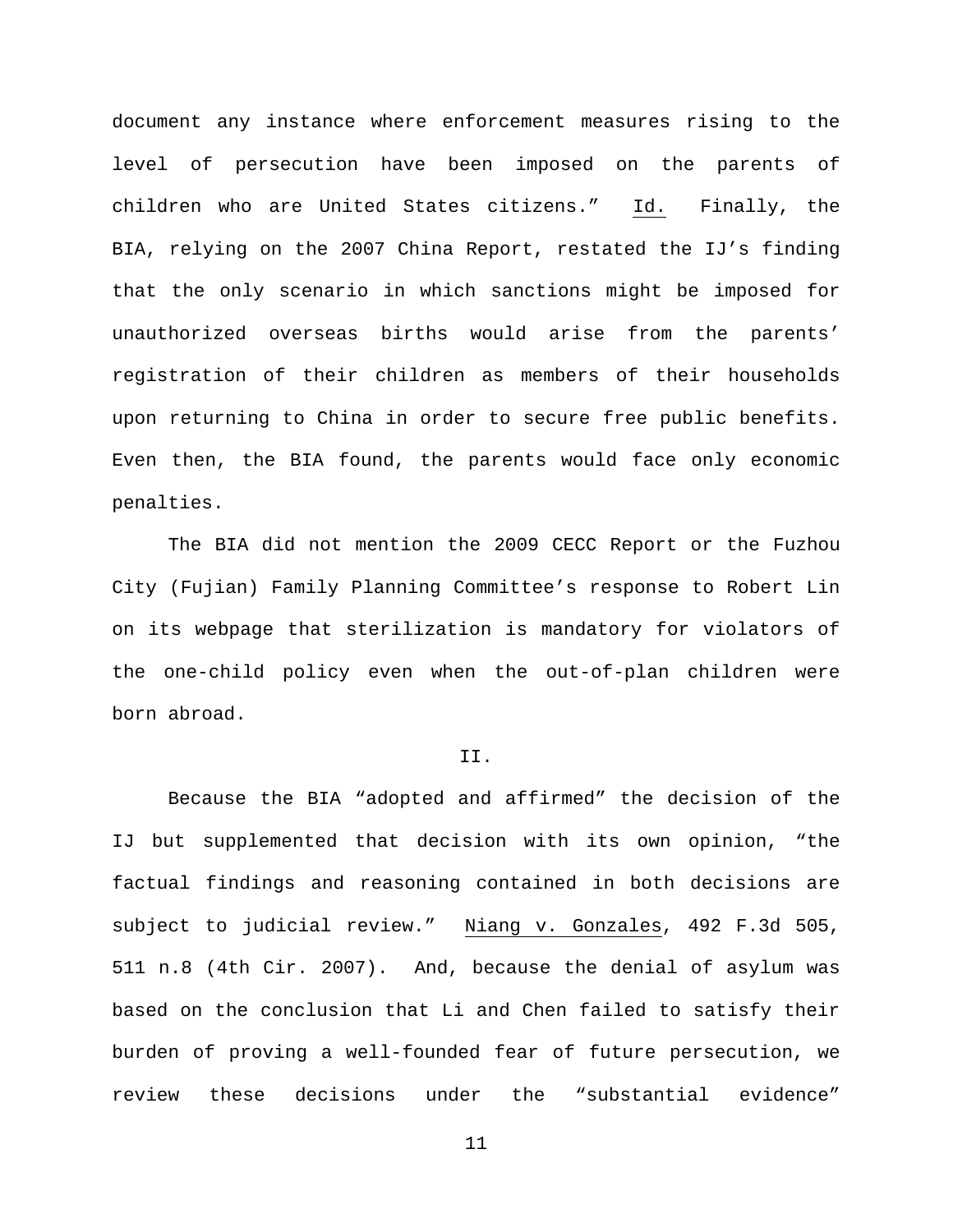document any instance where enforcement measures rising to the level of persecution have been imposed on the parents of children who are United States citizens." Id. Finally, the BIA, relying on the 2007 China Report, restated the IJ's finding that the only scenario in which sanctions might be imposed for unauthorized overseas births would arise from the parents' registration of their children as members of their households upon returning to China in order to secure free public benefits. Even then, the BIA found, the parents would face only economic penalties.

The BIA did not mention the 2009 CECC Report or the Fuzhou City (Fujian) Family Planning Committee's response to Robert Lin on its webpage that sterilization is mandatory for violators of the one-child policy even when the out-of-plan children were born abroad.

II.

Because the BIA "adopted and affirmed" the decision of the IJ but supplemented that decision with its own opinion, "the factual findings and reasoning contained in both decisions are subject to judicial review." Niang v. Gonzales, 492 F.3d 505, 511 n.8 (4th Cir. 2007). And, because the denial of asylum was based on the conclusion that Li and Chen failed to satisfy their burden of proving a well-founded fear of future persecution, we review these decisions under the "substantial evidence"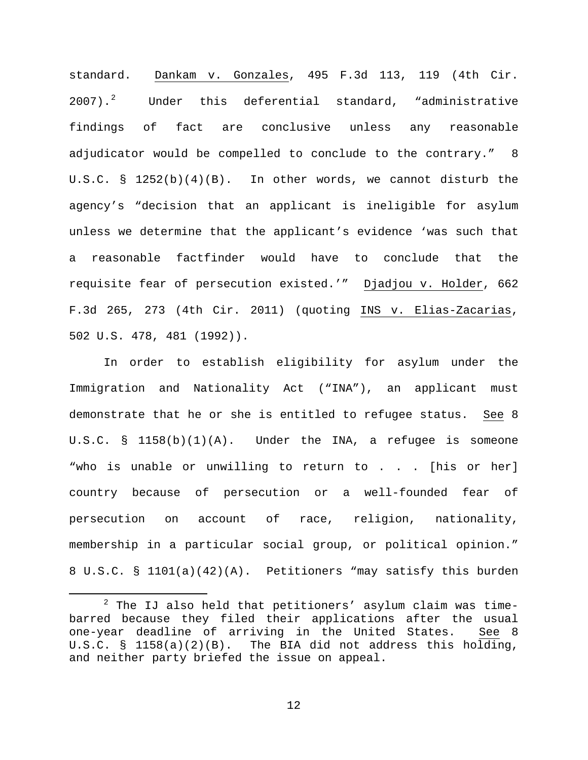standard. Dankam v. Gonzales, 495 F.3d 113, 119 (4th Cir. 2007).[2] Under this deferential standard, "administrative findings of fact are conclusive unless any reasonable adjudicator would be compelled to conclude to the contrary." 8 U.S.C. § 1252(b)(4)(B). In other words, we cannot disturb the agency's "decision that an applicant is ineligible for asylum unless we determine that the applicant's evidence 'was such that a reasonable factfinder would have to conclude that the requisite fear of persecution existed.'" Djadjou v. Holder, 662 F.3d 265, 273 (4th Cir. 2011) (quoting INS v. Elias-Zacarias, 502 U.S. 478, 481 (1992)).

In order to establish eligibility for asylum under the Immigration and Nationality Act ("INA"), an applicant must demonstrate that he or she is entitled to refugee status. See 8 U.S.C. § 1158(b)(1)(A). Under the INA, a refugee is someone "who is unable or unwilling to return to . . . [his or her] country because of persecution or a well-founded fear of persecution on account of race, religion, nationality, membership in a particular social group, or political opinion." 8 U.S.C. § 1101(a)(42)(A). Petitioners "may satisfy this burden

---

[2] The IJ also held that petitioners' asylum claim was time-barred because they filed their applications after the usual one-year deadline of arriving in the United States. See 8 U.S.C. § 1158(a)(2)(B). The BIA did not address this holding, and neither party briefed the issue on appeal.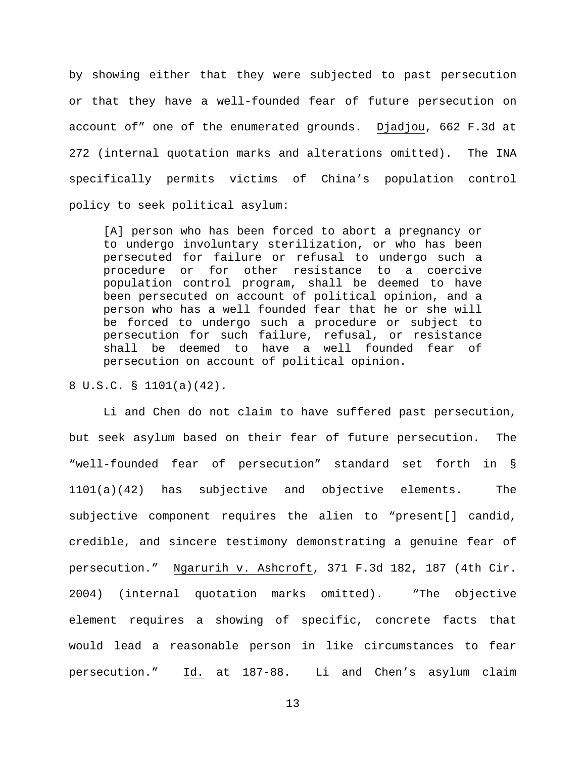by showing either that they were subjected to past persecution or that they have a well-founded fear of future persecution on account of" one of the enumerated grounds. Djadjou, 662 F.3d at 272 (internal quotation marks and alterations omitted). The INA specifically permits victims of China's population control policy to seek political asylum:

> [A] person who has been forced to abort a pregnancy or to undergo involuntary sterilization, or who has been persecuted for failure or refusal to undergo such a procedure or for other resistance to a coercive population control program, shall be deemed to have been persecuted on account of political opinion, and a person who has a well founded fear that he or she will be forced to undergo such a procedure or subject to persecution for such failure, refusal, or resistance shall be deemed to have a well founded fear of persecution on account of political opinion.

8 U.S.C. § 1101(a)(42).

Li and Chen do not claim to have suffered past persecution, but seek asylum based on their fear of future persecution. The "well-founded fear of persecution" standard set forth in § 1101(a)(42) has subjective and objective elements. The subjective component requires the alien to "present[] candid, credible, and sincere testimony demonstrating a genuine fear of persecution." Ngarurih v. Ashcroft, 371 F.3d 182, 187 (4th Cir. 2004) (internal quotation marks omitted). "The objective element requires a showing of specific, concrete facts that would lead a reasonable person in like circumstances to fear persecution." Id. at 187-88. Li and Chen's asylum claim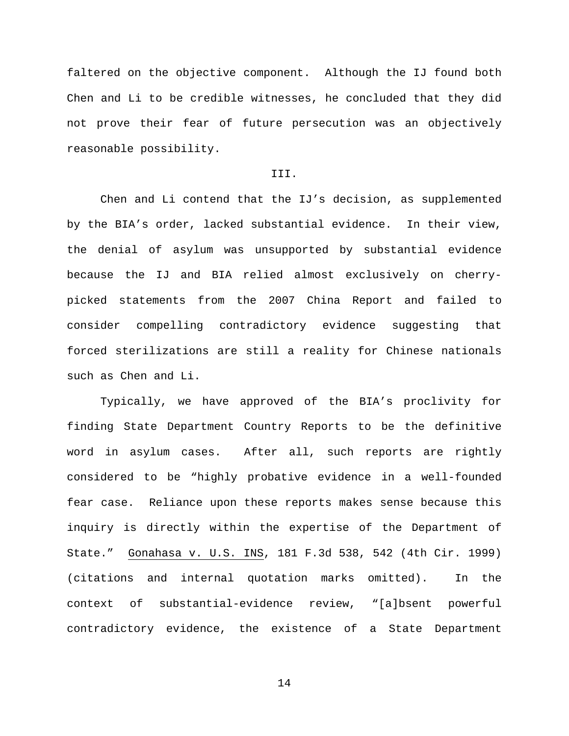faltered on the objective component. Although the IJ found both Chen and Li to be credible witnesses, he concluded that they did not prove their fear of future persecution was an objectively reasonable possibility.

## III.

Chen and Li contend that the IJ's decision, as supplemented by the BIA's order, lacked substantial evidence. In their view, the denial of asylum was unsupported by substantial evidence because the IJ and BIA relied almost exclusively on cherry-picked statements from the 2007 China Report and failed to consider compelling contradictory evidence suggesting that forced sterilizations are still a reality for Chinese nationals such as Chen and Li.

Typically, we have approved of the BIA's proclivity for finding State Department Country Reports to be the definitive word in asylum cases. After all, such reports are rightly considered to be "highly probative evidence in a well-founded fear case. Reliance upon these reports makes sense because this inquiry is directly within the expertise of the Department of State." Gonahasa v. U.S. INS, 181 F.3d 538, 542 (4th Cir. 1999) (citations and internal quotation marks omitted). In the context of substantial-evidence review, "[a]bsent powerful contradictory evidence, the existence of a State Department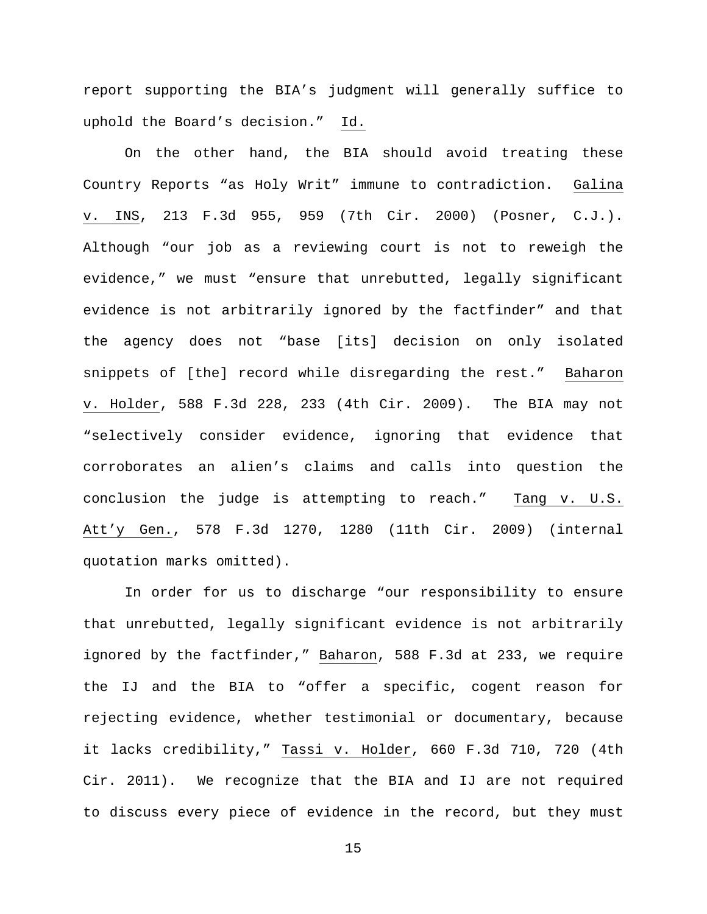report supporting the BIA's judgment will generally suffice to uphold the Board's decision." Id.

On the other hand, the BIA should avoid treating these Country Reports "as Holy Writ" immune to contradiction. Galina v. INS, 213 F.3d 955, 959 (7th Cir. 2000) (Posner, C.J.). Although "our job as a reviewing court is not to reweigh the evidence," we must "ensure that unrebutted, legally significant evidence is not arbitrarily ignored by the factfinder" and that the agency does not "base [its] decision on only isolated snippets of [the] record while disregarding the rest." Baharon v. Holder, 588 F.3d 228, 233 (4th Cir. 2009). The BIA may not "selectively consider evidence, ignoring that evidence that corroborates an alien's claims and calls into question the conclusion the judge is attempting to reach." Tang v. U.S. Att'y Gen., 578 F.3d 1270, 1280 (11th Cir. 2009) (internal quotation marks omitted).

In order for us to discharge "our responsibility to ensure that unrebutted, legally significant evidence is not arbitrarily ignored by the factfinder," Baharon, 588 F.3d at 233, we require the IJ and the BIA to "offer a specific, cogent reason for rejecting evidence, whether testimonial or documentary, because it lacks credibility," Tassi v. Holder, 660 F.3d 710, 720 (4th Cir. 2011). We recognize that the BIA and IJ are not required to discuss every piece of evidence in the record, but they must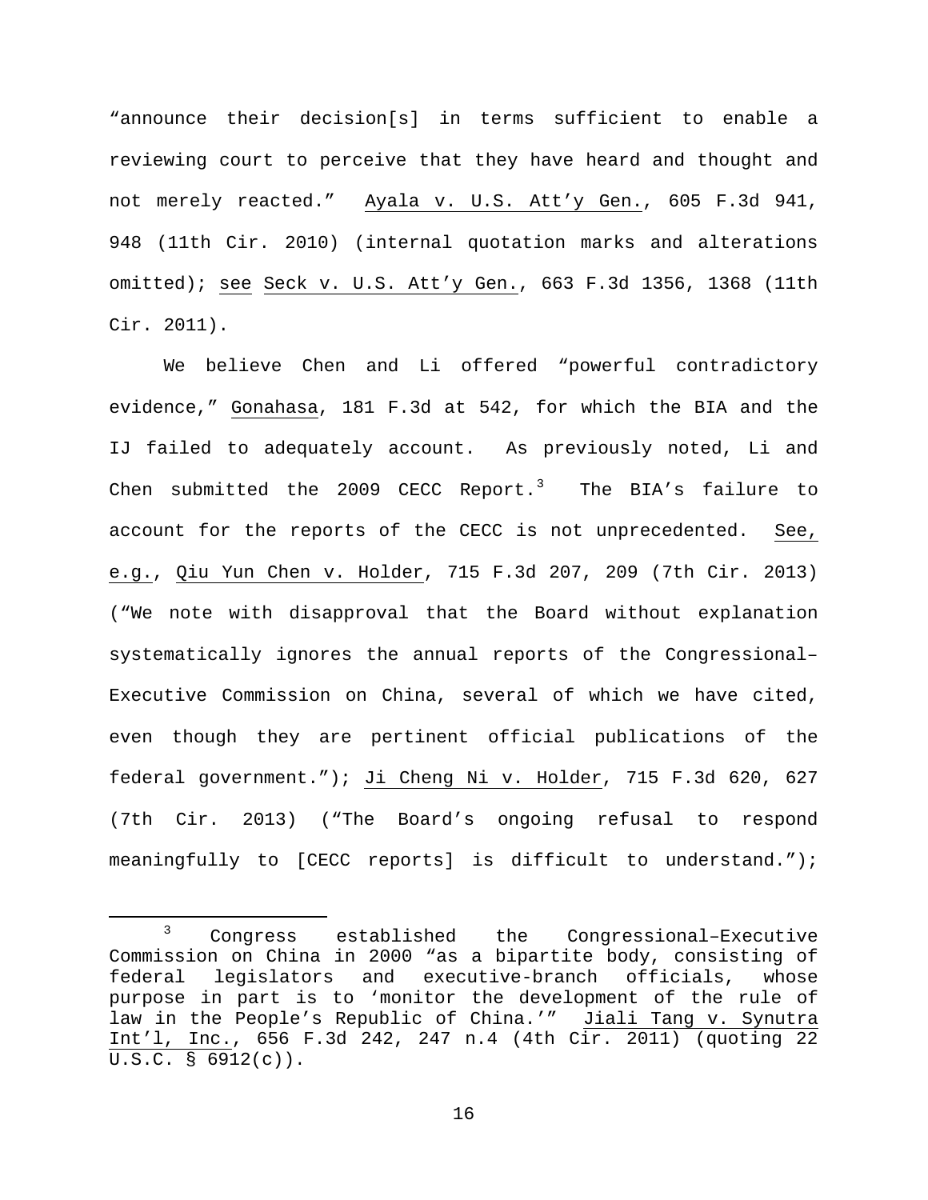"announce their decision[s] in terms sufficient to enable a reviewing court to perceive that they have heard and thought and not merely reacted." Ayala v. U.S. Att'y Gen., 605 F.3d 941, 948 (11th Cir. 2010) (internal quotation marks and alterations omitted); see Seck v. U.S. Att'y Gen., 663 F.3d 1356, 1368 (11th Cir. 2011).

We believe Chen and Li offered "powerful contradictory evidence," Gonahasa, 181 F.3d at 542, for which the BIA and the IJ failed to adequately account. As previously noted, Li and Chen submitted the 2009 CECC Report.[3] The BIA's failure to account for the reports of the CECC is not unprecedented. See, e.g., Qiu Yun Chen v. Holder, 715 F.3d 207, 209 (7th Cir. 2013) ("We note with disapproval that the Board without explanation systematically ignores the annual reports of the Congressional–Executive Commission on China, several of which we have cited, even though they are pertinent official publications of the federal government."); Ji Cheng Ni v. Holder, 715 F.3d 620, 627 (7th Cir. 2013) ("The Board's ongoing refusal to respond meaningfully to [CECC reports] is difficult to understand.");

---

[3] Congress established the Congressional–Executive Commission on China in 2000 "as a bipartite body, consisting of federal legislators and executive-branch officials, whose purpose in part is to 'monitor the development of the rule of law in the People's Republic of China.'" Jiali Tang v. Synutra Int'l, Inc., 656 F.3d 242, 247 n.4 (4th Cir. 2011) (quoting 22 U.S.C. § 6912(c)).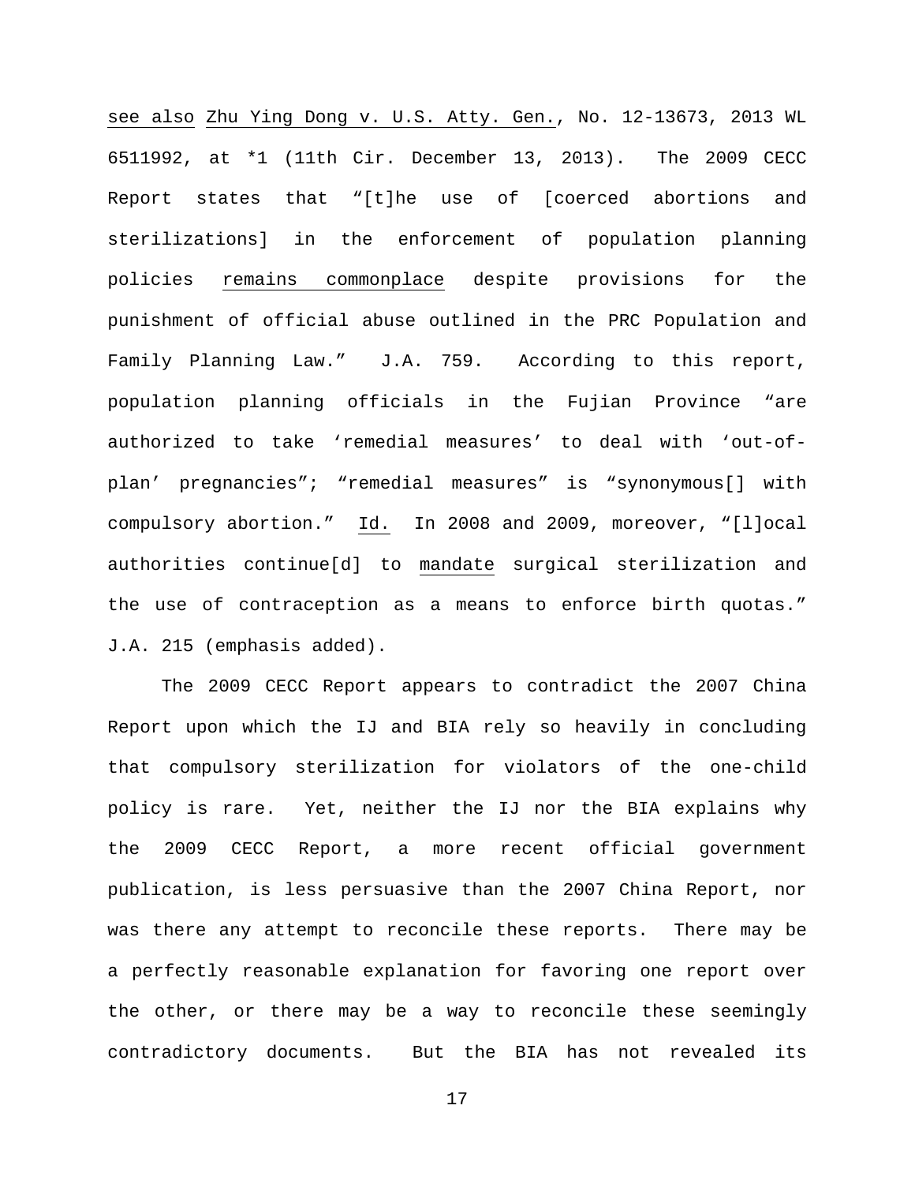see also Zhu Ying Dong v. U.S. Atty. Gen., No. 12-13673, 2013 WL 6511992, at *1 (11th Cir. December 13, 2013). The 2009 CECC Report states that "[t]he use of [coerced abortions and sterilizations] in the enforcement of population planning policies remains commonplace despite provisions for the punishment of official abuse outlined in the PRC Population and Family Planning Law." J.A. 759. According to this report, population planning officials in the Fujian Province "are authorized to take 'remedial measures' to deal with 'out-of-plan' pregnancies"; "remedial measures" is "synonymous[] with compulsory abortion." Id. In 2008 and 2009, moreover, "[l]ocal authorities continue[d] to mandate surgical sterilization and the use of contraception as a means to enforce birth quotas." J.A. 215 (emphasis added).

The 2009 CECC Report appears to contradict the 2007 China Report upon which the IJ and BIA rely so heavily in concluding that compulsory sterilization for violators of the one-child policy is rare. Yet, neither the IJ nor the BIA explains why the 2009 CECC Report, a more recent official government publication, is less persuasive than the 2007 China Report, nor was there any attempt to reconcile these reports. There may be a perfectly reasonable explanation for favoring one report over the other, or there may be a way to reconcile these seemingly contradictory documents. But the BIA has not revealed its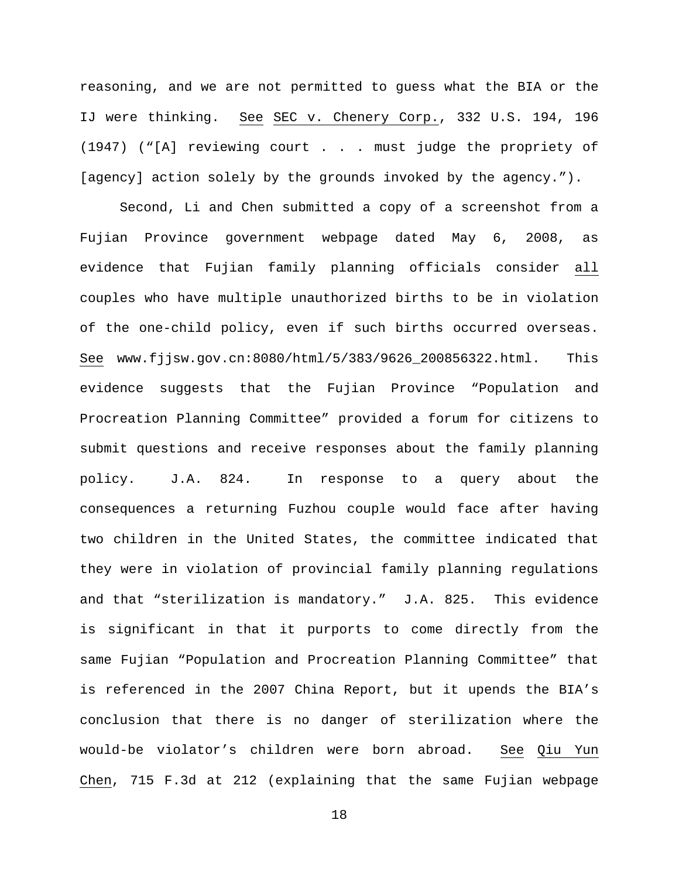reasoning, and we are not permitted to guess what the BIA or the IJ were thinking. See SEC v. Chenery Corp., 332 U.S. 194, 196 (1947) ("[A] reviewing court . . . must judge the propriety of [agency] action solely by the grounds invoked by the agency.").

Second, Li and Chen submitted a copy of a screenshot from a Fujian Province government webpage dated May 6, 2008, as evidence that Fujian family planning officials consider all couples who have multiple unauthorized births to be in violation of the one-child policy, even if such births occurred overseas. See www.fjjsw.gov.cn:8080/html/5/383/9626_200856322.html. This evidence suggests that the Fujian Province "Population and Procreation Planning Committee" provided a forum for citizens to submit questions and receive responses about the family planning policy. J.A. 824. In response to a query about the consequences a returning Fuzhou couple would face after having two children in the United States, the committee indicated that they were in violation of provincial family planning regulations and that "sterilization is mandatory." J.A. 825. This evidence is significant in that it purports to come directly from the same Fujian "Population and Procreation Planning Committee" that is referenced in the 2007 China Report, but it upends the BIA's conclusion that there is no danger of sterilization where the would-be violator's children were born abroad. See Qiu Yun Chen, 715 F.3d at 212 (explaining that the same Fujian webpage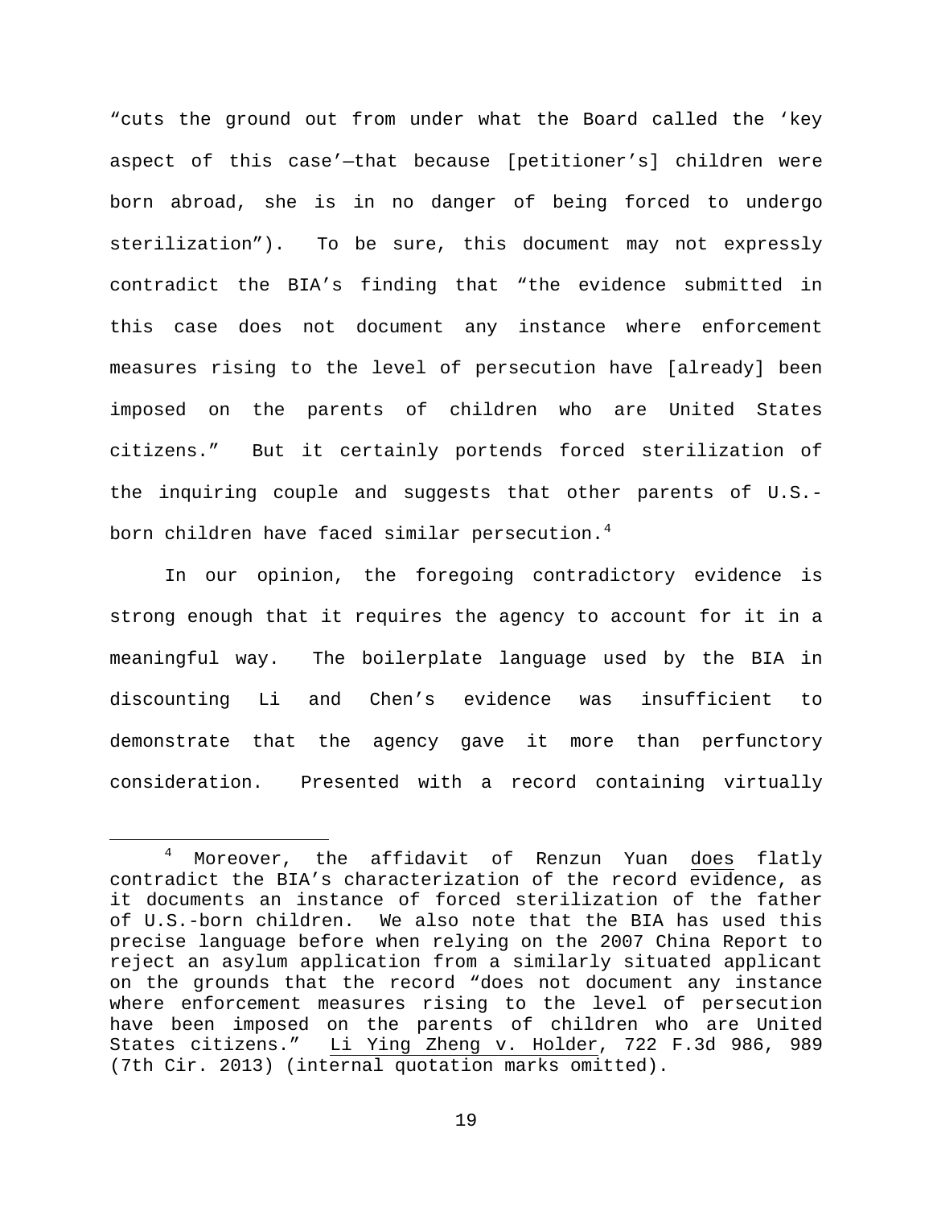"cuts the ground out from under what the Board called the 'key aspect of this case'—that because [petitioner's] children were born abroad, she is in no danger of being forced to undergo sterilization"). To be sure, this document may not expressly contradict the BIA's finding that "the evidence submitted in this case does not document any instance where enforcement measures rising to the level of persecution have [already] been imposed on the parents of children who are United States citizens." But it certainly portends forced sterilization of the inquiring couple and suggests that other parents of U.S.-born children have faced similar persecution.[4]

In our opinion, the foregoing contradictory evidence is strong enough that it requires the agency to account for it in a meaningful way. The boilerplate language used by the BIA in discounting Li and Chen's evidence was insufficient to demonstrate that the agency gave it more than perfunctory consideration. Presented with a record containing virtually

---

[4] Moreover, the affidavit of Renzun Yuan does flatly contradict the BIA's characterization of the record evidence, as it documents an instance of forced sterilization of the father of U.S.-born children. We also note that the BIA has used this precise language before when relying on the 2007 China Report to reject an asylum application from a similarly situated applicant on the grounds that the record "does not document any instance where enforcement measures rising to the level of persecution have been imposed on the parents of children who are United States citizens." Li Ying Zheng v. Holder, 722 F.3d 986, 989 (7th Cir. 2013) (internal quotation marks omitted).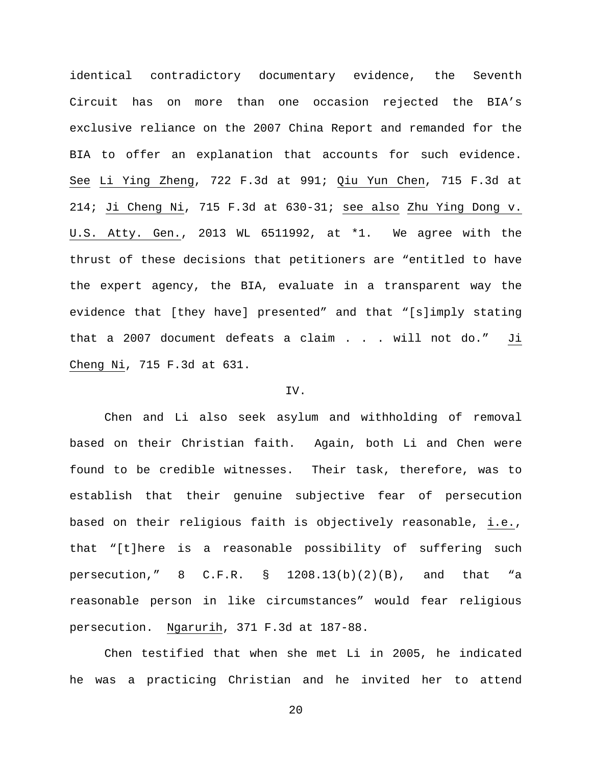identical contradictory documentary evidence, the Seventh Circuit has on more than one occasion rejected the BIA's exclusive reliance on the 2007 China Report and remanded for the BIA to offer an explanation that accounts for such evidence. See Li Ying Zheng, 722 F.3d at 991; Qiu Yun Chen, 715 F.3d at 214; Ji Cheng Ni, 715 F.3d at 630-31; see also Zhu Ying Dong v. U.S. Atty. Gen., 2013 WL 6511992, at *1. We agree with the thrust of these decisions that petitioners are "entitled to have the expert agency, the BIA, evaluate in a transparent way the evidence that [they have] presented" and that "[s]imply stating that a 2007 document defeats a claim . . . will not do." Ji Cheng Ni, 715 F.3d at 631.

IV.

Chen and Li also seek asylum and withholding of removal based on their Christian faith. Again, both Li and Chen were found to be credible witnesses. Their task, therefore, was to establish that their genuine subjective fear of persecution based on their religious faith is objectively reasonable, i.e., that "[t]here is a reasonable possibility of suffering such persecution," 8 C.F.R. § 1208.13(b)(2)(B), and that "a reasonable person in like circumstances" would fear religious persecution. Ngarurih, 371 F.3d at 187-88.

Chen testified that when she met Li in 2005, he indicated he was a practicing Christian and he invited her to attend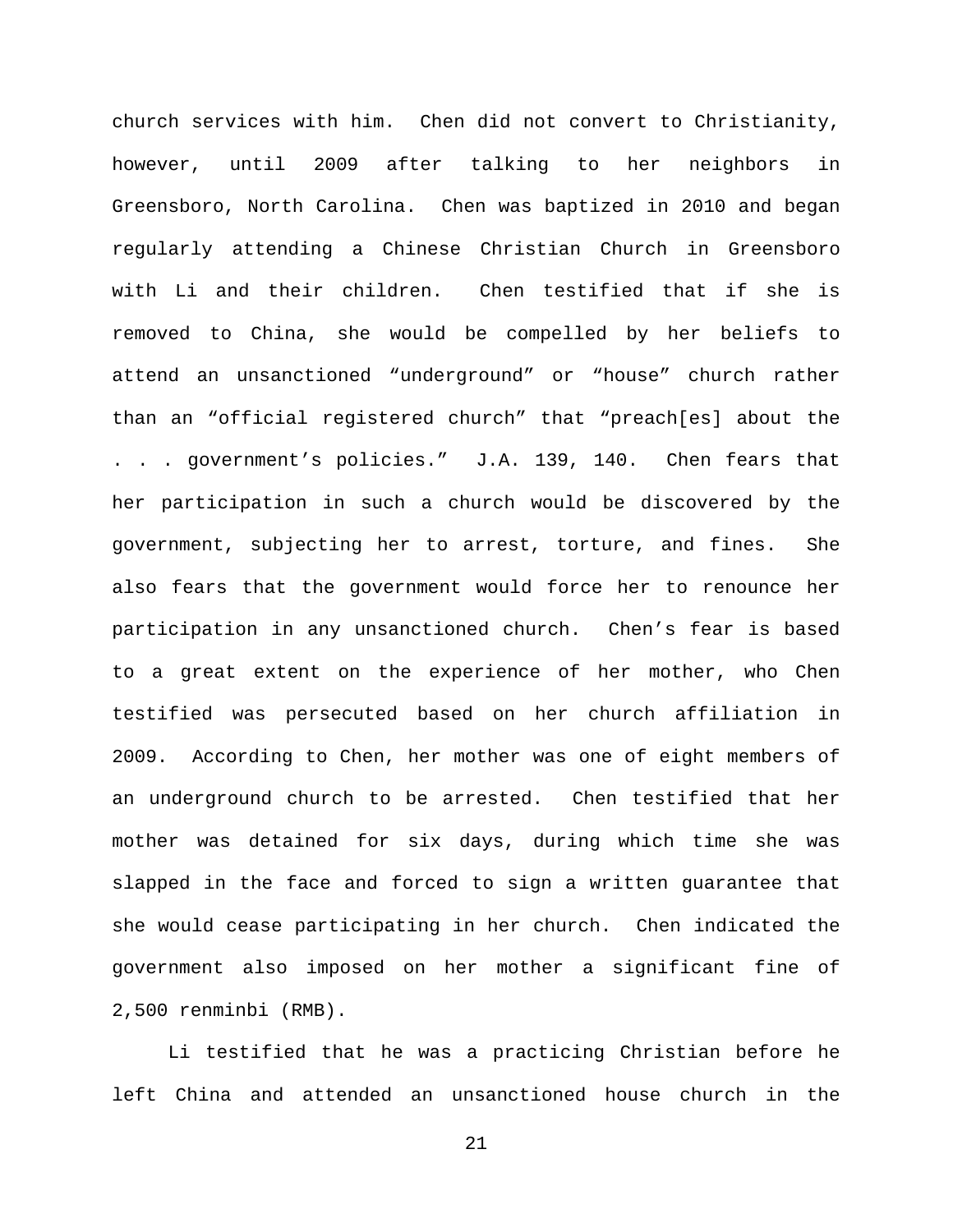church services with him. Chen did not convert to Christianity, however, until 2009 after talking to her neighbors in Greensboro, North Carolina. Chen was baptized in 2010 and began regularly attending a Chinese Christian Church in Greensboro with Li and their children. Chen testified that if she is removed to China, she would be compelled by her beliefs to attend an unsanctioned "underground" or "house" church rather than an "official registered church" that "preach[es] about the . . . government's policies." J.A. 139, 140. Chen fears that her participation in such a church would be discovered by the government, subjecting her to arrest, torture, and fines. She also fears that the government would force her to renounce her participation in any unsanctioned church. Chen's fear is based to a great extent on the experience of her mother, who Chen testified was persecuted based on her church affiliation in 2009. According to Chen, her mother was one of eight members of an underground church to be arrested. Chen testified that her mother was detained for six days, during which time she was slapped in the face and forced to sign a written guarantee that she would cease participating in her church. Chen indicated the government also imposed on her mother a significant fine of 2,500 renminbi (RMB).

Li testified that he was a practicing Christian before he left China and attended an unsanctioned house church in the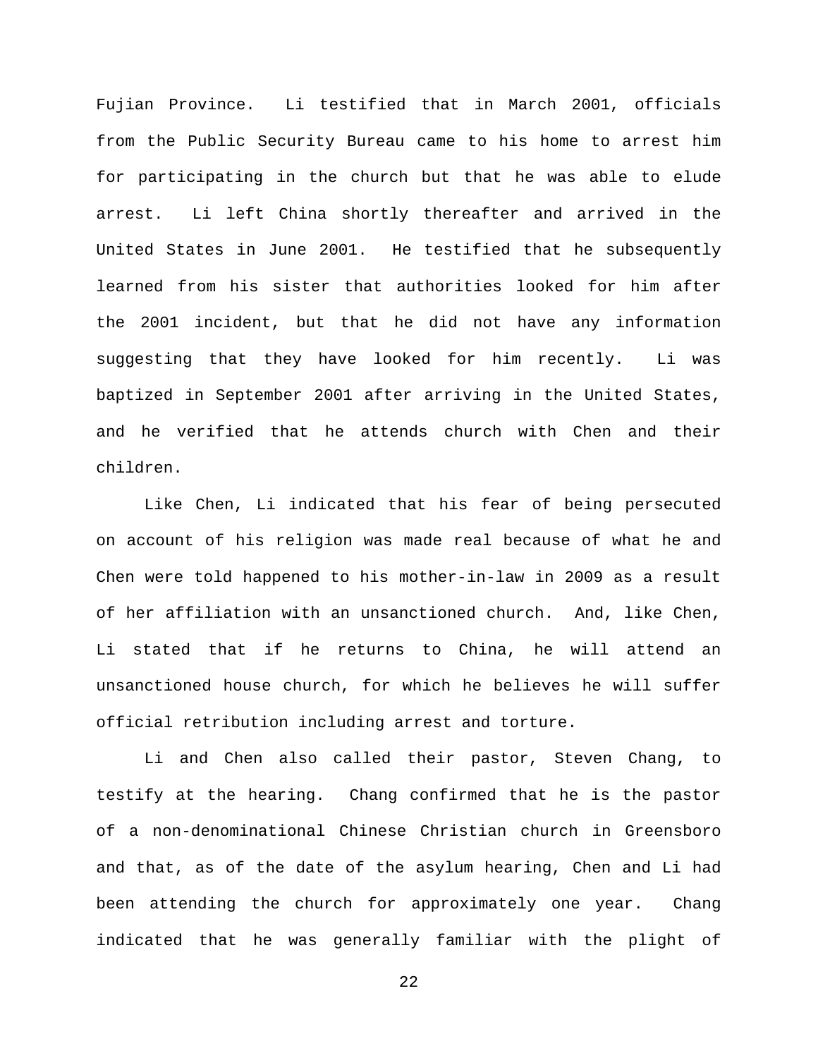Fujian Province. Li testified that in March 2001, officials from the Public Security Bureau came to his home to arrest him for participating in the church but that he was able to elude arrest. Li left China shortly thereafter and arrived in the United States in June 2001. He testified that he subsequently learned from his sister that authorities looked for him after the 2001 incident, but that he did not have any information suggesting that they have looked for him recently. Li was baptized in September 2001 after arriving in the United States, and he verified that he attends church with Chen and their children.

Like Chen, Li indicated that his fear of being persecuted on account of his religion was made real because of what he and Chen were told happened to his mother-in-law in 2009 as a result of her affiliation with an unsanctioned church. And, like Chen, Li stated that if he returns to China, he will attend an unsanctioned house church, for which he believes he will suffer official retribution including arrest and torture.

Li and Chen also called their pastor, Steven Chang, to testify at the hearing. Chang confirmed that he is the pastor of a non-denominational Chinese Christian church in Greensboro and that, as of the date of the asylum hearing, Chen and Li had been attending the church for approximately one year. Chang indicated that he was generally familiar with the plight of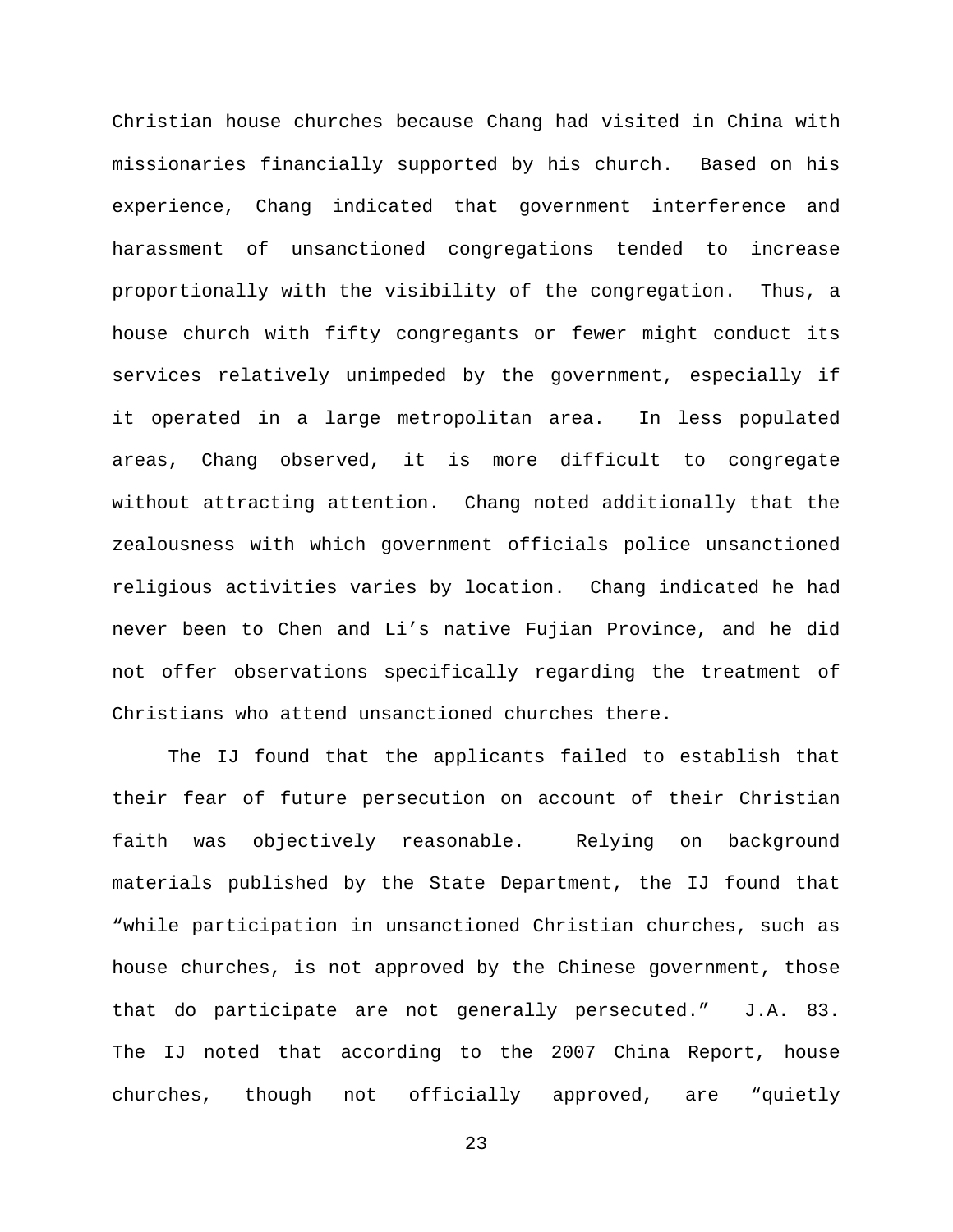Christian house churches because Chang had visited in China with missionaries financially supported by his church. Based on his experience, Chang indicated that government interference and harassment of unsanctioned congregations tended to increase proportionally with the visibility of the congregation. Thus, a house church with fifty congregants or fewer might conduct its services relatively unimpeded by the government, especially if it operated in a large metropolitan area. In less populated areas, Chang observed, it is more difficult to congregate without attracting attention. Chang noted additionally that the zealousness with which government officials police unsanctioned religious activities varies by location. Chang indicated he had never been to Chen and Li's native Fujian Province, and he did not offer observations specifically regarding the treatment of Christians who attend unsanctioned churches there.

The IJ found that the applicants failed to establish that their fear of future persecution on account of their Christian faith was objectively reasonable. Relying on background materials published by the State Department, the IJ found that "while participation in unsanctioned Christian churches, such as house churches, is not approved by the Chinese government, those that do participate are not generally persecuted." J.A. 83. The IJ noted that according to the 2007 China Report, house churches, though not officially approved, are "quietly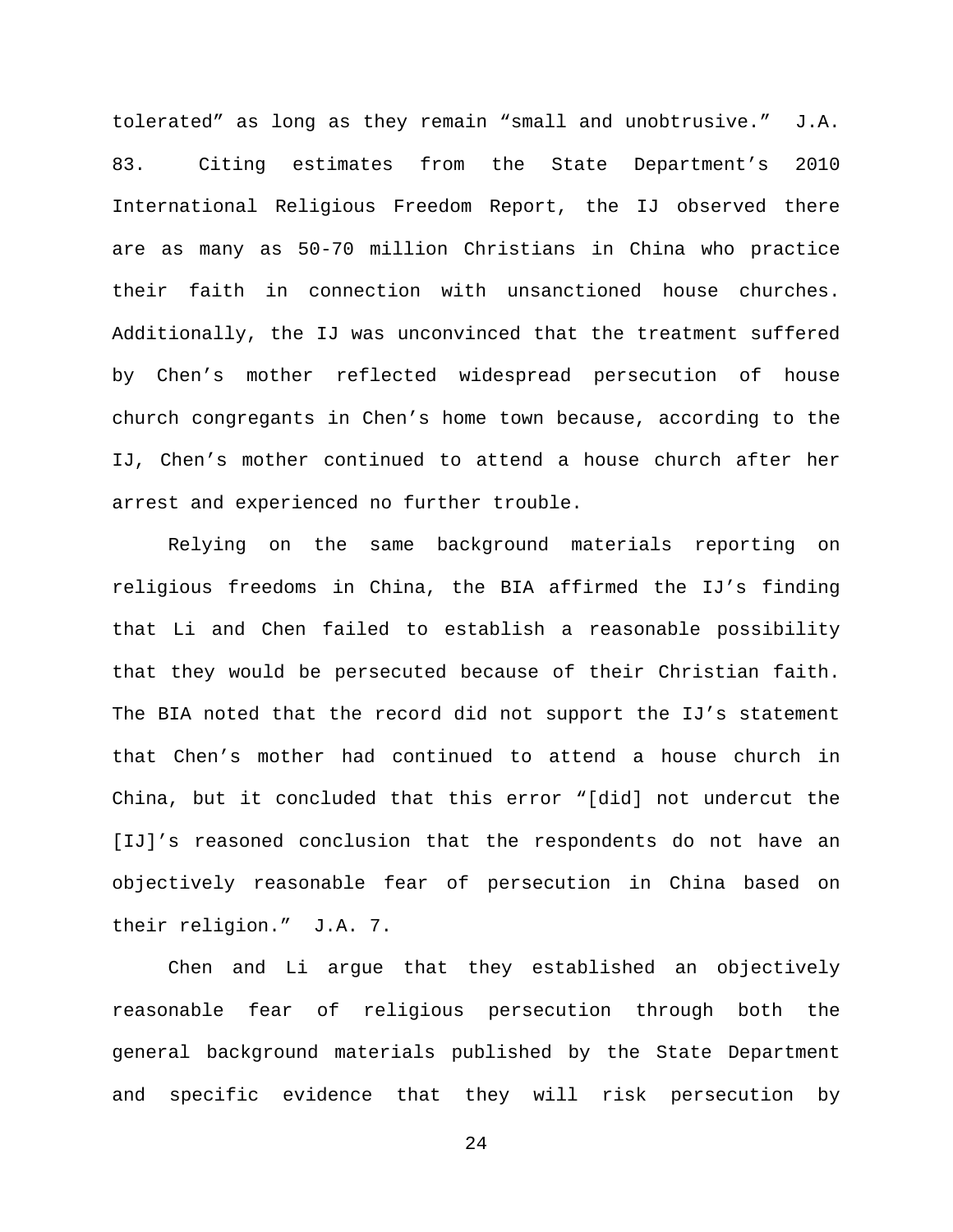tolerated" as long as they remain "small and unobtrusive." J.A. 83. Citing estimates from the State Department's 2010 International Religious Freedom Report, the IJ observed there are as many as 50-70 million Christians in China who practice their faith in connection with unsanctioned house churches. Additionally, the IJ was unconvinced that the treatment suffered by Chen's mother reflected widespread persecution of house church congregants in Chen's home town because, according to the IJ, Chen's mother continued to attend a house church after her arrest and experienced no further trouble.

Relying on the same background materials reporting on religious freedoms in China, the BIA affirmed the IJ's finding that Li and Chen failed to establish a reasonable possibility that they would be persecuted because of their Christian faith. The BIA noted that the record did not support the IJ's statement that Chen's mother had continued to attend a house church in China, but it concluded that this error "[did] not undercut the [IJ]'s reasoned conclusion that the respondents do not have an objectively reasonable fear of persecution in China based on their religion." J.A. 7.

Chen and Li argue that they established an objectively reasonable fear of religious persecution through both the general background materials published by the State Department and specific evidence that they will risk persecution by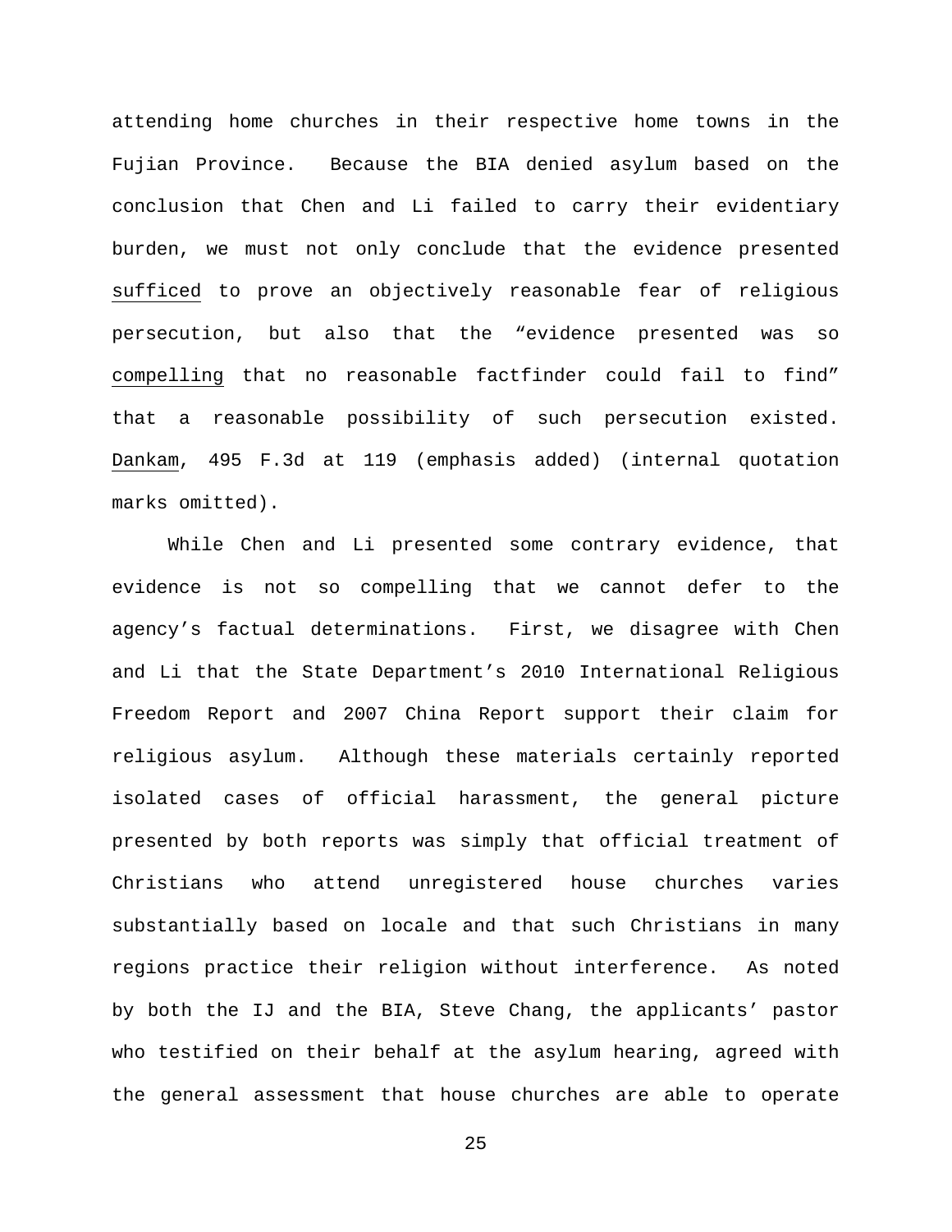attending home churches in their respective home towns in the Fujian Province. Because the BIA denied asylum based on the conclusion that Chen and Li failed to carry their evidentiary burden, we must not only conclude that the evidence presented _sufficed_ to prove an objectively reasonable fear of religious persecution, but also that the "evidence presented was so _compelling_ that no reasonable factfinder could fail to find" that a reasonable possibility of such persecution existed. _Dankam_, 495 F.3d at 119 (emphasis added) (internal quotation marks omitted).

While Chen and Li presented some contrary evidence, that evidence is not so compelling that we cannot defer to the agency's factual determinations. First, we disagree with Chen and Li that the State Department's 2010 International Religious Freedom Report and 2007 China Report support their claim for religious asylum. Although these materials certainly reported isolated cases of official harassment, the general picture presented by both reports was simply that official treatment of Christians who attend unregistered house churches varies substantially based on locale and that such Christians in many regions practice their religion without interference. As noted by both the IJ and the BIA, Steve Chang, the applicants' pastor who testified on their behalf at the asylum hearing, agreed with the general assessment that house churches are able to operate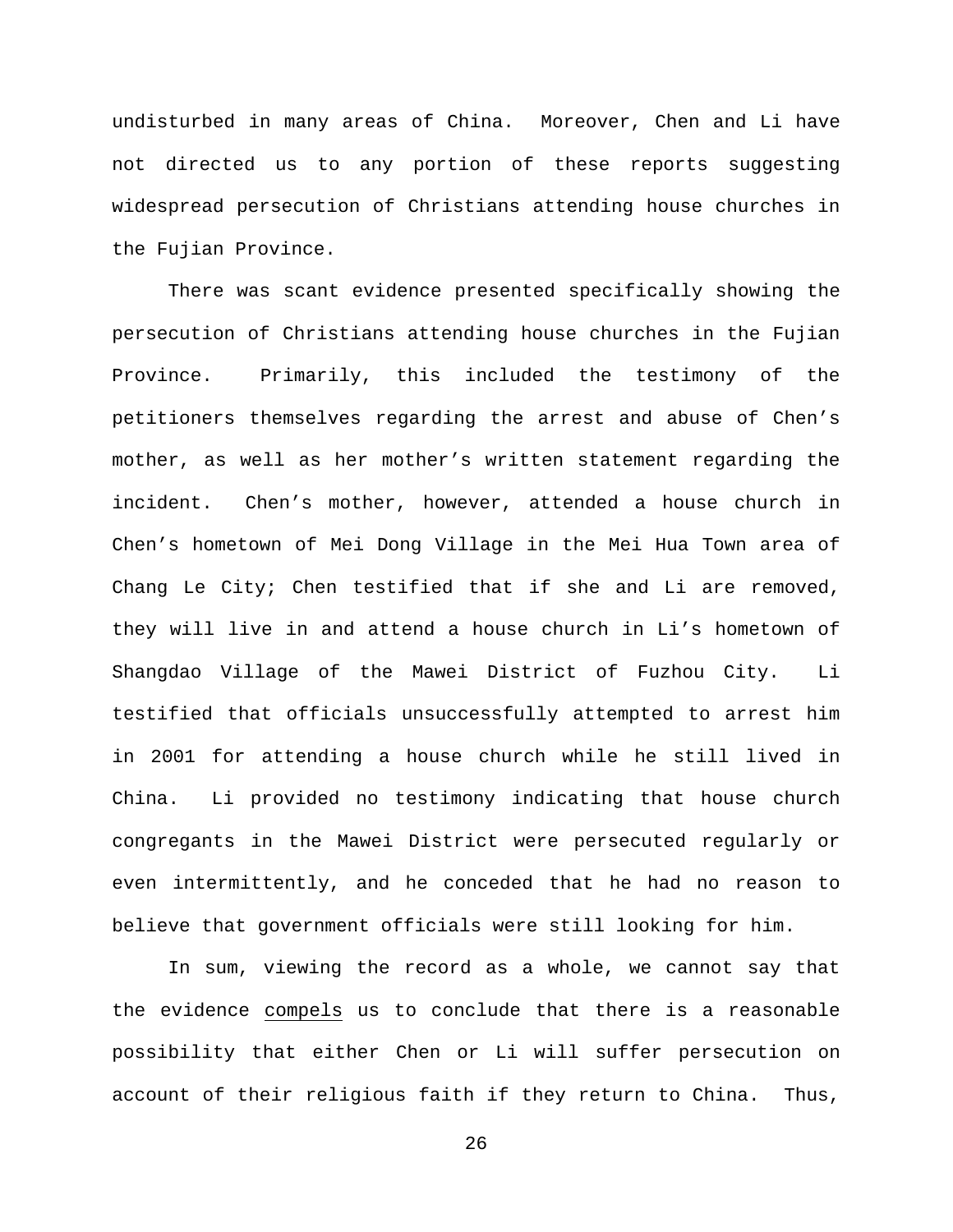undisturbed in many areas of China. Moreover, Chen and Li have not directed us to any portion of these reports suggesting widespread persecution of Christians attending house churches in the Fujian Province.

There was scant evidence presented specifically showing the persecution of Christians attending house churches in the Fujian Province. Primarily, this included the testimony of the petitioners themselves regarding the arrest and abuse of Chen's mother, as well as her mother's written statement regarding the incident. Chen's mother, however, attended a house church in Chen's hometown of Mei Dong Village in the Mei Hua Town area of Chang Le City; Chen testified that if she and Li are removed, they will live in and attend a house church in Li's hometown of Shangdao Village of the Mawei District of Fuzhou City. Li testified that officials unsuccessfully attempted to arrest him in 2001 for attending a house church while he still lived in China. Li provided no testimony indicating that house church congregants in the Mawei District were persecuted regularly or even intermittently, and he conceded that he had no reason to believe that government officials were still looking for him.

In sum, viewing the record as a whole, we cannot say that the evidence compels us to conclude that there is a reasonable possibility that either Chen or Li will suffer persecution on account of their religious faith if they return to China. Thus,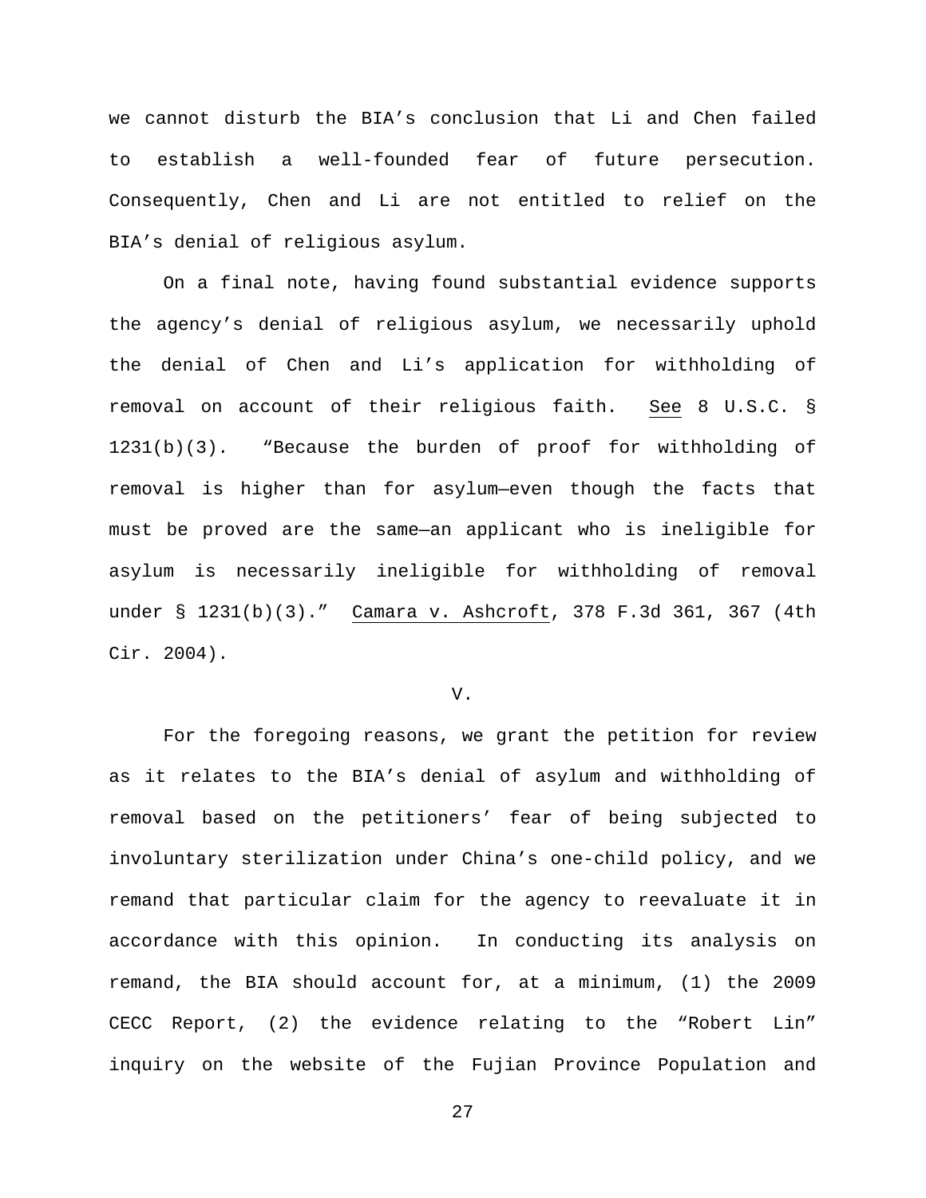we cannot disturb the BIA's conclusion that Li and Chen failed to establish a well-founded fear of future persecution. Consequently, Chen and Li are not entitled to relief on the BIA's denial of religious asylum.

On a final note, having found substantial evidence supports the agency's denial of religious asylum, we necessarily uphold the denial of Chen and Li's application for withholding of removal on account of their religious faith. See 8 U.S.C. § 1231(b)(3). "Because the burden of proof for withholding of removal is higher than for asylum—even though the facts that must be proved are the same—an applicant who is ineligible for asylum is necessarily ineligible for withholding of removal under § 1231(b)(3)." Camara v. Ashcroft, 378 F.3d 361, 367 (4th Cir. 2004).

V.

For the foregoing reasons, we grant the petition for review as it relates to the BIA's denial of asylum and withholding of removal based on the petitioners' fear of being subjected to involuntary sterilization under China's one-child policy, and we remand that particular claim for the agency to reevaluate it in accordance with this opinion. In conducting its analysis on remand, the BIA should account for, at a minimum, (1) the 2009 CECC Report, (2) the evidence relating to the "Robert Lin" inquiry on the website of the Fujian Province Population and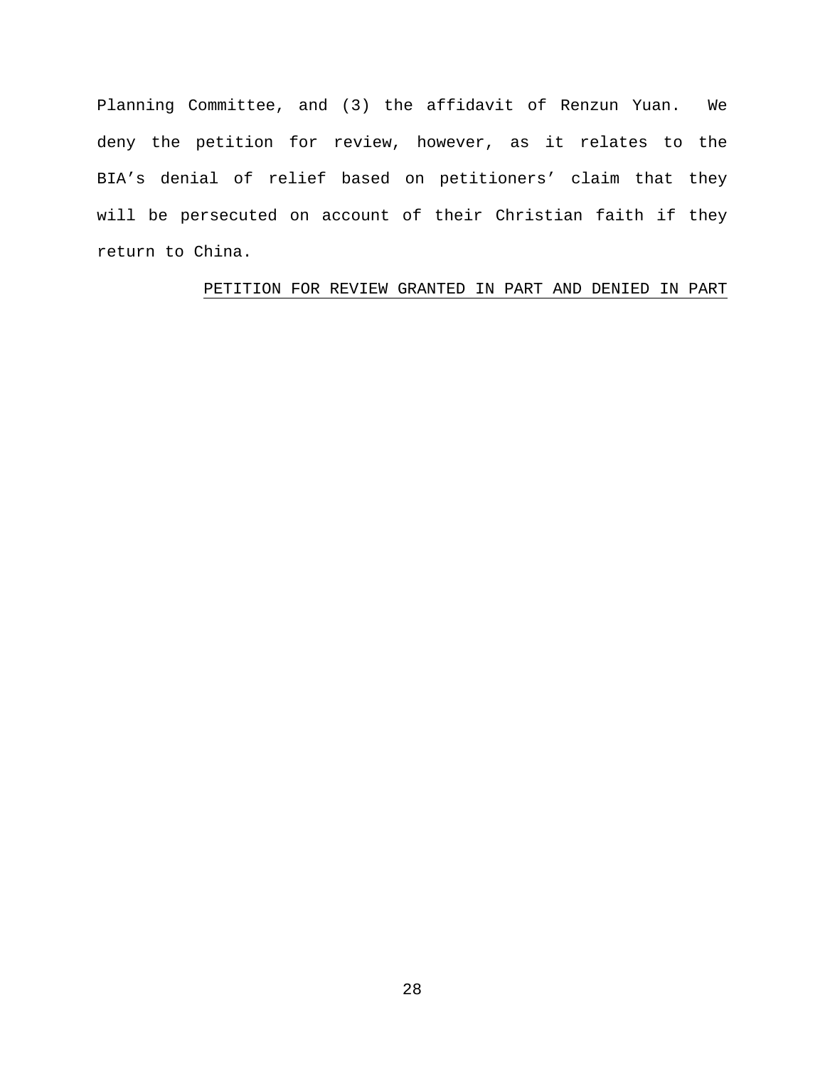Planning Committee, and (3) the affidavit of Renzun Yuan. We deny the petition for review, however, as it relates to the BIA's denial of relief based on petitioners' claim that they will be persecuted on account of their Christian faith if they return to China.

PETITION FOR REVIEW GRANTED IN PART AND DENIED IN PART